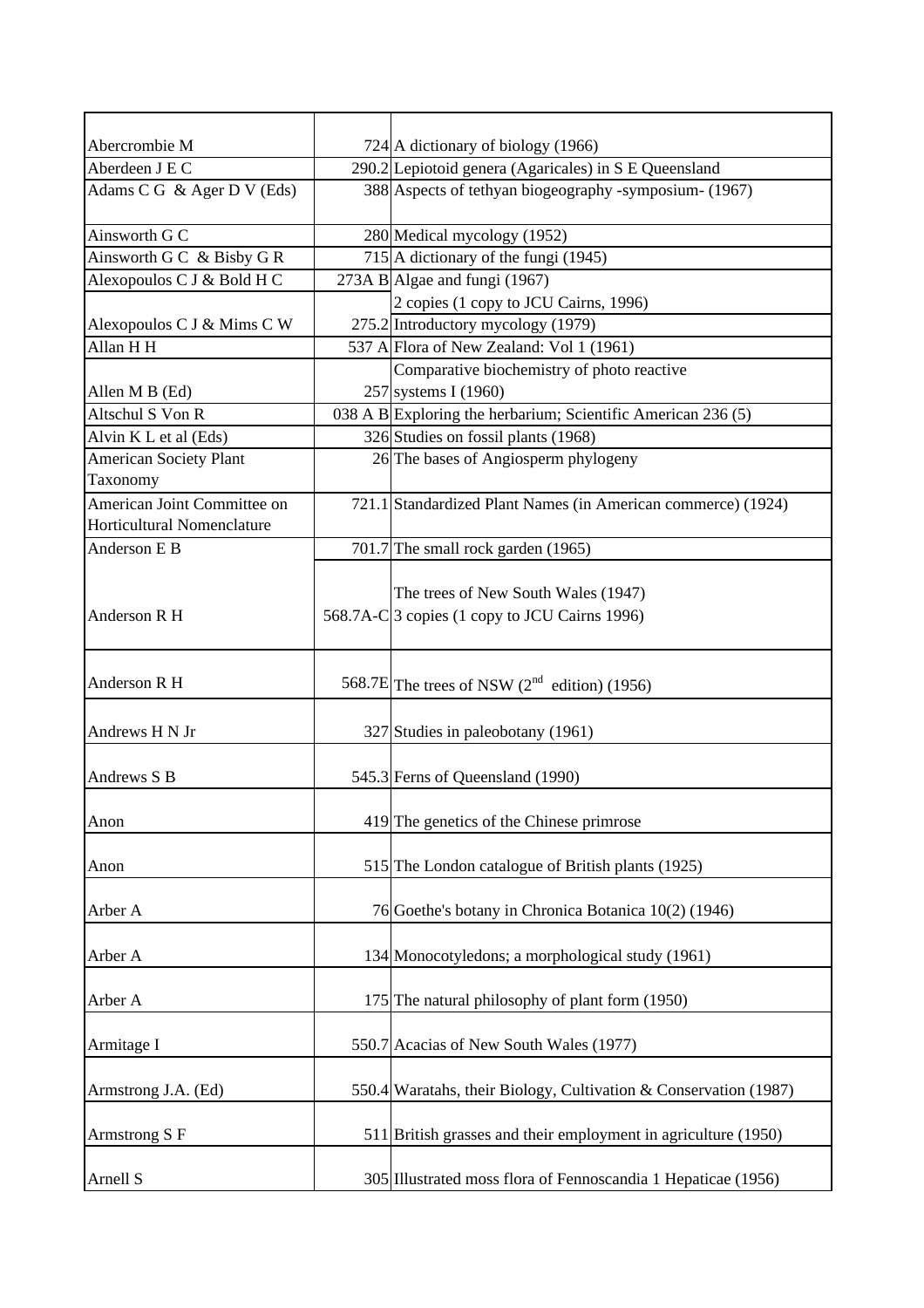| Author | Number | Title |
|---|---|---|
| Abercrombie M | 724 | A dictionary of biology (1966) |
| Aberdeen J E C | 290.2 | Lepiotoid genera (Agaricales) in S E Queensland |
| Adams C G & Ager D V (Eds) | 388 | Aspects of tethyan biogeography -symposium- (1967) |
| Ainsworth G C | 280 | Medical mycology (1952) |
| Ainsworth G C & Bisby G R | 715 | A dictionary of the fungi (1945) |
| Alexopoulos C J & Bold H C | 273A B | Algae and fungi (1967)<br>2 copies (1 copy to JCU Cairns, 1996) |
| Alexopoulos C J & Mims C W | 275.2 | Introductory mycology (1979) |
| Allan H H | 537 A | Flora of New Zealand: Vol 1 (1961) |
| Allen M B (Ed) | 257 | Comparative biochemistry of photo reactive systems I (1960) |
| Altschul S Von R | 038 A B | Exploring the herbarium; Scientific American 236 (5) |
| Alvin K L et al (Eds) | 326 | Studies on fossil plants (1968) |
| American Society Plant Taxonomy | 26 | The bases of Angiosperm phylogeny |
| American Joint Committee on Horticultural Nomenclature | 721.1 | Standardized Plant Names (in American commerce) (1924) |
| Anderson E B | 701.7 | The small rock garden (1965) |
| Anderson R H | 568.7A-C | The trees of New South Wales (1947)<br>3 copies (1 copy to JCU Cairns 1996) |
| Anderson R H | 568.7E | The trees of NSW (2nd edition) (1956) |
| Andrews H N Jr | 327 | Studies in paleobotany (1961) |
| Andrews S B | 545.3 | Ferns of Queensland (1990) |
| Anon | 419 | The genetics of the Chinese primrose |
| Anon | 515 | The London catalogue of British plants (1925) |
| Arber A | 76 | Goethe's botany in Chronica Botanica 10(2) (1946) |
| Arber A | 134 | Monocotyledons; a morphological study (1961) |
| Arber A | 175 | The natural philosophy of plant form (1950) |
| Armitage I | 550.7 | Acacias of New South Wales (1977) |
| Armstrong J.A. (Ed) | 550.4 | Waratahs, their Biology, Cultivation & Conservation (1987) |
| Armstrong S F | 511 | British grasses and their employment in agriculture (1950) |
| Arnell S | 305 | Illustrated moss flora of Fennoscandia 1 Hepaticae (1956) |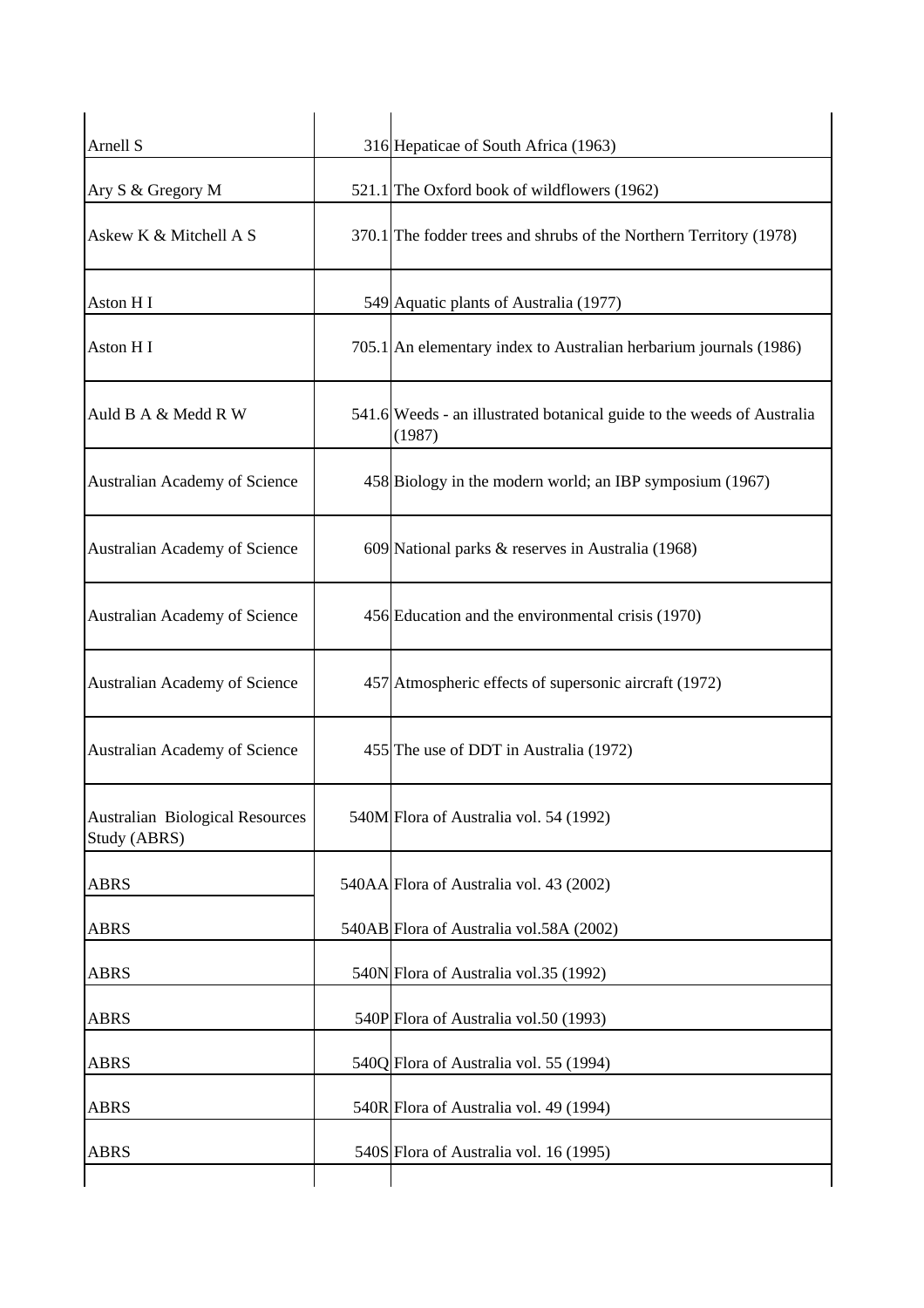| Arnell S | 316 | Hepaticae of South Africa (1963) |
|---|---|---|
| Ary S & Gregory M | 521.1 | The Oxford book of wildflowers (1962) |
| Askew K & Mitchell A S | 370.1 | The fodder trees and shrubs of the Northern Territory (1978) |
| Aston H I | 549 | Aquatic plants of Australia (1977) |
| Aston H I | 705.1 | An elementary index to Australian herbarium journals (1986) |
| Auld B A & Medd R W | 541.6 | Weeds - an illustrated botanical guide to the weeds of Australia (1987) |
| Australian Academy of Science | 458 | Biology in the modern world; an IBP symposium (1967) |
| Australian Academy of Science | 609 | National parks & reserves in Australia (1968) |
| Australian Academy of Science | 456 | Education and the environmental crisis (1970) |
| Australian Academy of Science | 457 | Atmospheric effects of supersonic aircraft (1972) |
| Australian Academy of Science | 455 | The use of DDT in Australia (1972) |
| Australian Biological Resources Study (ABRS) | 540M | Flora of Australia vol. 54 (1992) |
| ABRS | 540AA | Flora of Australia vol. 43 (2002) |
| ABRS | 540AB | Flora of Australia vol.58A (2002) |
| ABRS | 540N | Flora of Australia vol.35 (1992) |
| ABRS | 540P | Flora of Australia vol.50 (1993) |
| ABRS | 540Q | Flora of Australia vol. 55 (1994) |
| ABRS | 540R | Flora of Australia vol. 49 (1994) |
| ABRS | 540S | Flora of Australia vol. 16 (1995) |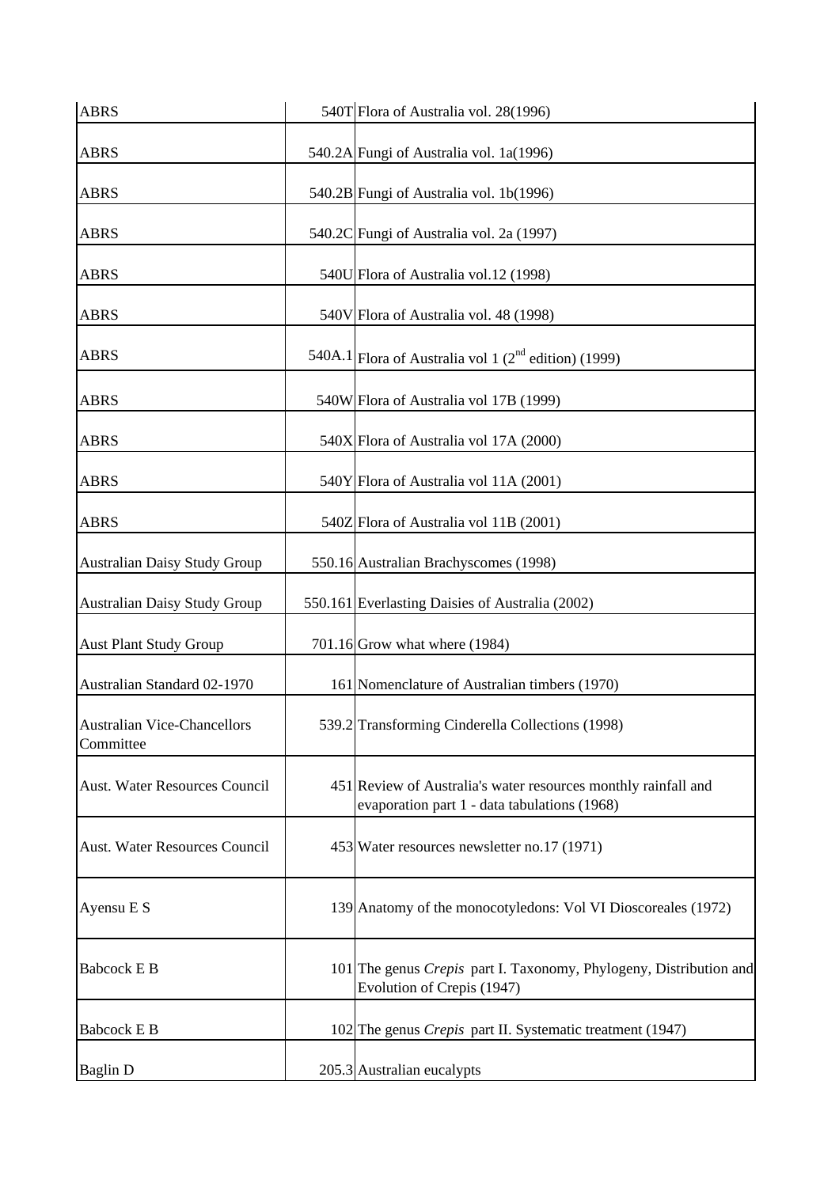| | | |
|---|---|---|
| ABRS | 540T | Flora of Australia vol. 28(1996) |
| ABRS | 540.2A | Fungi of Australia vol. 1a(1996) |
| ABRS | 540.2B | Fungi of Australia vol. 1b(1996) |
| ABRS | 540.2C | Fungi of Australia vol. 2a (1997) |
| ABRS | 540U | Flora of Australia vol.12 (1998) |
| ABRS | 540V | Flora of Australia vol. 48 (1998) |
| ABRS | 540A.1 | Flora of Australia vol 1 (2$^{nd}$ edition) (1999) |
| ABRS | 540W | Flora of Australia vol 17B (1999) |
| ABRS | 540X | Flora of Australia vol 17A (2000) |
| ABRS | 540Y | Flora of Australia vol 11A (2001) |
| ABRS | 540Z | Flora of Australia vol 11B (2001) |
| Australian Daisy Study Group | 550.16 | Australian Brachyscomes (1998) |
| Australian Daisy Study Group | 550.161 | Everlasting Daisies of Australia (2002) |
| Aust Plant Study Group | 701.16 | Grow what where (1984) |
| Australian Standard 02-1970 | 161 | Nomenclature of Australian timbers (1970) |
| Australian Vice-Chancellors Committee | 539.2 | Transforming Cinderella Collections (1998) |
| Aust. Water Resources Council | 451 | Review of Australia's water resources monthly rainfall and evaporation part 1 - data tabulations (1968) |
| Aust. Water Resources Council | 453 | Water resources newsletter no.17 (1971) |
| Ayensu E S | 139 | Anatomy of the monocotyledons: Vol VI Dioscoreales (1972) |
| Babcock E B | 101 | The genus *Crepis* part I. Taxonomy, Phylogeny, Distribution and Evolution of Crepis (1947) |
| Babcock E B | 102 | The genus *Crepis* part II. Systematic treatment (1947) |
| Baglin D | 205.3 | Australian eucalypts |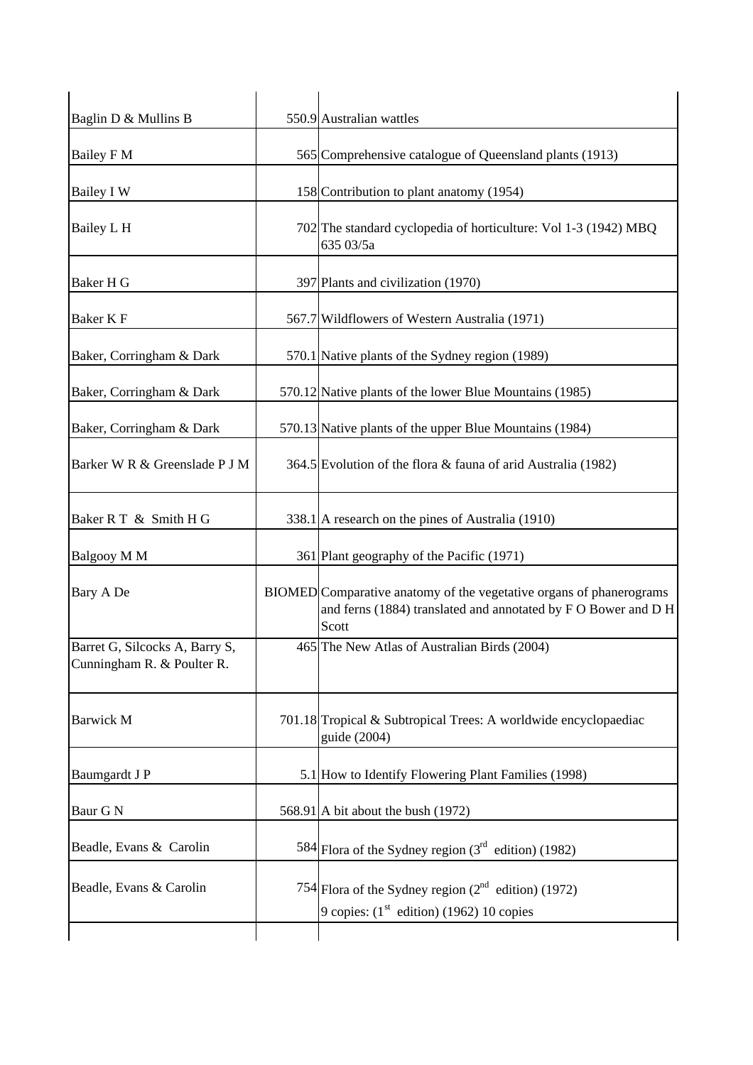| | | |
|---|---|---|
| Baglin D & Mullins B | 550.9 | Australian wattles |
| Bailey F M | 565 | Comprehensive catalogue of Queensland plants (1913) |
| Bailey I W | 158 | Contribution to plant anatomy (1954) |
| Bailey L H | 702 | The standard cyclopedia of horticulture: Vol 1-3 (1942) MBQ 635 03/5a |
| Baker H G | 397 | Plants and civilization (1970) |
| Baker K F | 567.7 | Wildflowers of Western Australia (1971) |
| Baker, Corringham & Dark | 570.1 | Native plants of the Sydney region (1989) |
| Baker, Corringham & Dark | 570.12 | Native plants of the lower Blue Mountains (1985) |
| Baker, Corringham & Dark | 570.13 | Native plants of the upper Blue Mountains (1984) |
| Barker W R & Greenslade P J M | 364.5 | Evolution of the flora & fauna of arid Australia (1982) |
| Baker R T & Smith H G | 338.1 | A research on the pines of Australia (1910) |
| Balgooy M M | 361 | Plant geography of the Pacific (1971) |
| Bary A De | BIOMED | Comparative anatomy of the vegetative organs of phanerograms and ferns (1884) translated and annotated by F O Bower and D H Scott |
| Barret G, Silcocks A, Barry S, Cunningham R. & Poulter R. | 465 | The New Atlas of Australian Birds (2004) |
| Barwick M | 701.18 | Tropical & Subtropical Trees: A worldwide encyclopaediac guide (2004) |
| Baumgardt J P | 5.1 | How to Identify Flowering Plant Families (1998) |
| Baur G N | 568.91 | A bit about the bush (1972) |
| Beadle, Evans & Carolin | 584 | Flora of the Sydney region (3rd edition) (1982) |
| Beadle, Evans & Carolin | 754 | Flora of the Sydney region (2nd edition) (1972) 9 copies: (1st edition) (1962) 10 copies |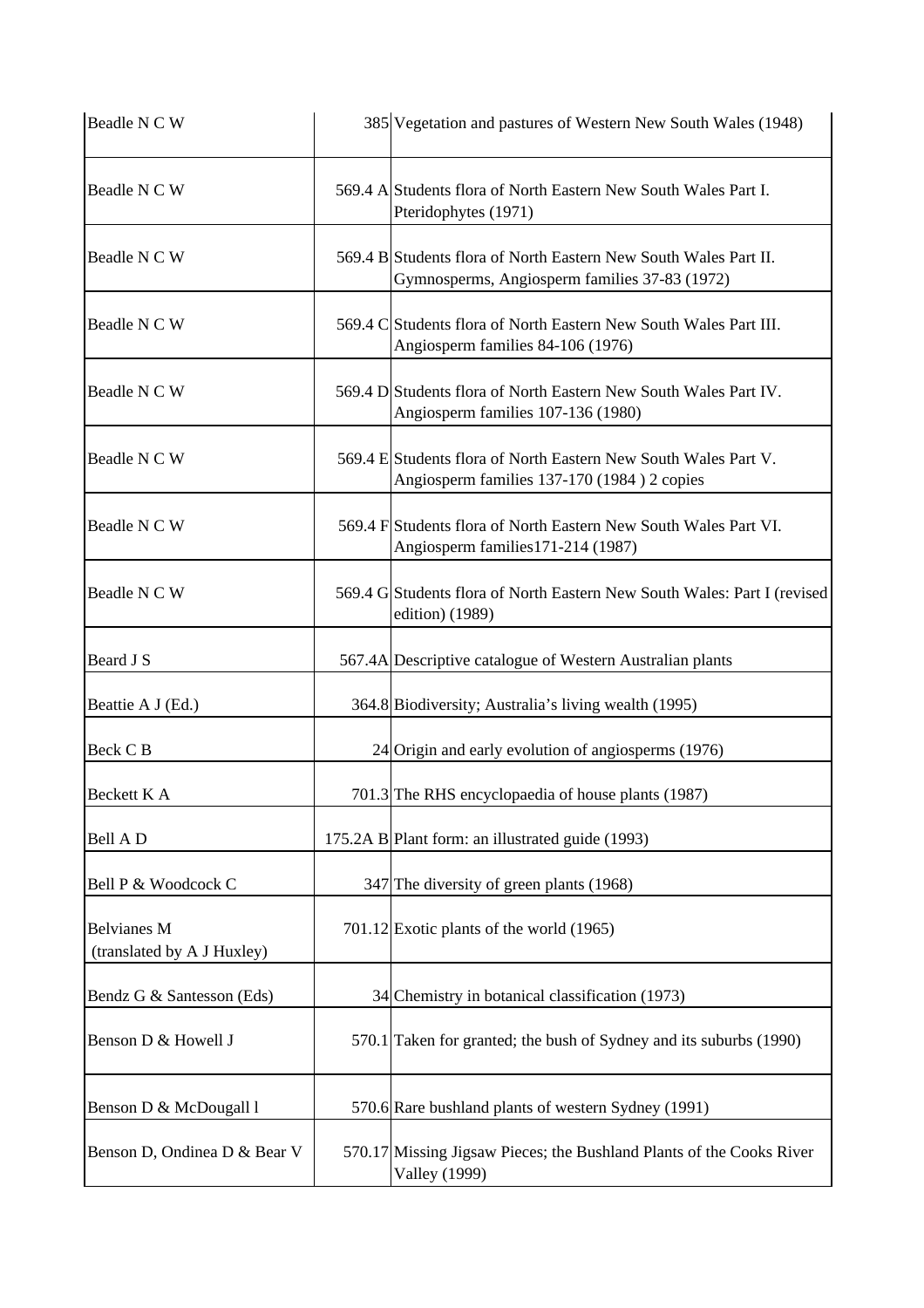| | | |
|---|---|---|
| Beadle N C W | 385 | Vegetation and pastures of Western New South Wales (1948) |
| Beadle N C W | 569.4 A | Students flora of North Eastern New South Wales Part I. Pteridophytes (1971) |
| Beadle N C W | 569.4 B | Students flora of North Eastern New South Wales Part II. Gymnosperms, Angiosperm families 37-83 (1972) |
| Beadle N C W | 569.4 C | Students flora of North Eastern New South Wales Part III. Angiosperm families 84-106 (1976) |
| Beadle N C W | 569.4 D | Students flora of North Eastern New South Wales Part IV. Angiosperm families 107-136 (1980) |
| Beadle N C W | 569.4 E | Students flora of North Eastern New South Wales Part V. Angiosperm families 137-170 (1984 ) 2 copies |
| Beadle N C W | 569.4 F | Students flora of North Eastern New South Wales Part VI. Angiosperm families171-214 (1987) |
| Beadle N C W | 569.4 G | Students flora of North Eastern New South Wales: Part I (revised edition) (1989) |
| Beard J S | 567.4A | Descriptive catalogue of Western Australian plants |
| Beattie A J (Ed.) | 364.8 | Biodiversity; Australia's living wealth (1995) |
| Beck C B | 24 | Origin and early evolution of angiosperms (1976) |
| Beckett K A | 701.3 | The RHS encyclopaedia of house plants (1987) |
| Bell A D | 175.2A B | Plant form: an illustrated guide (1993) |
| Bell P & Woodcock C | 347 | The diversity of green plants (1968) |
| Belvianes M (translated by A J Huxley) | 701.12 | Exotic plants of the world (1965) |
| Bendz G & Santesson (Eds) | 34 | Chemistry in botanical classification (1973) |
| Benson D & Howell J | 570.1 | Taken for granted; the bush of Sydney and its suburbs (1990) |
| Benson D & McDougall l | 570.6 | Rare bushland plants of western Sydney (1991) |
| Benson D, Ondinea D & Bear V | 570.17 | Missing Jigsaw Pieces; the Bushland Plants of the Cooks River Valley (1999) |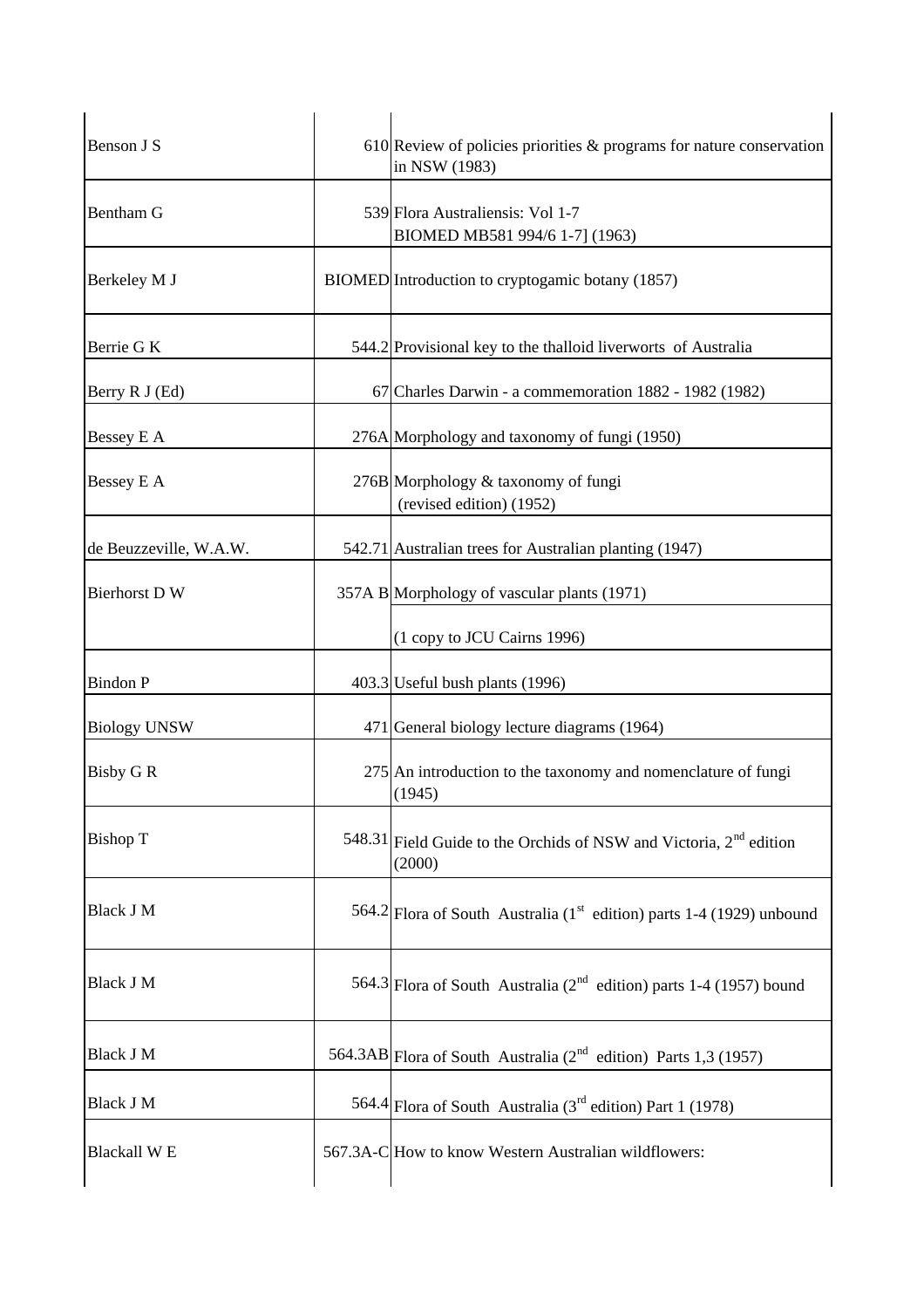| | | |
|---|---|---|
| Benson J S | 610 | Review of policies priorities & programs for nature conservation in NSW (1983) |
| Bentham G | 539 | Flora Australiensis: Vol 1-7<br>BIOMED MB581 994/6 1-7] (1963) |
| Berkeley M J | BIOMED | Introduction to cryptogamic botany (1857) |
| Berrie G K | 544.2 | Provisional key to the thalloid liverworts of Australia |
| Berry R J (Ed) | 67 | Charles Darwin - a commemoration 1882 - 1982 (1982) |
| Bessey E A | 276A | Morphology and taxonomy of fungi (1950) |
| Bessey E A | 276B | Morphology & taxonomy of fungi<br>(revised edition) (1952) |
| de Beuzzeville, W.A.W. | 542.71 | Australian trees for Australian planting (1947) |
| Bierhorst D W | 357A B | Morphology of vascular plants (1971) |
| | | (1 copy to JCU Cairns 1996) |
| Bindon P | 403.3 | Useful bush plants (1996) |
| Biology UNSW | 471 | General biology lecture diagrams (1964) |
| Bisby G R | 275 | An introduction to the taxonomy and nomenclature of fungi (1945) |
| Bishop T | 548.31 | Field Guide to the Orchids of NSW and Victoria, 2nd edition (2000) |
| Black J M | 564.2 | Flora of South Australia (1st edition) parts 1-4 (1929) unbound |
| Black J M | 564.3 | Flora of South Australia (2nd edition) parts 1-4 (1957) bound |
| Black J M | 564.3AB | Flora of South Australia (2nd edition) Parts 1,3 (1957) |
| Black J M | 564.4 | Flora of South Australia (3rd edition) Part 1 (1978) |
| Blackall W E | 567.3A-C | How to know Western Australian wildflowers: |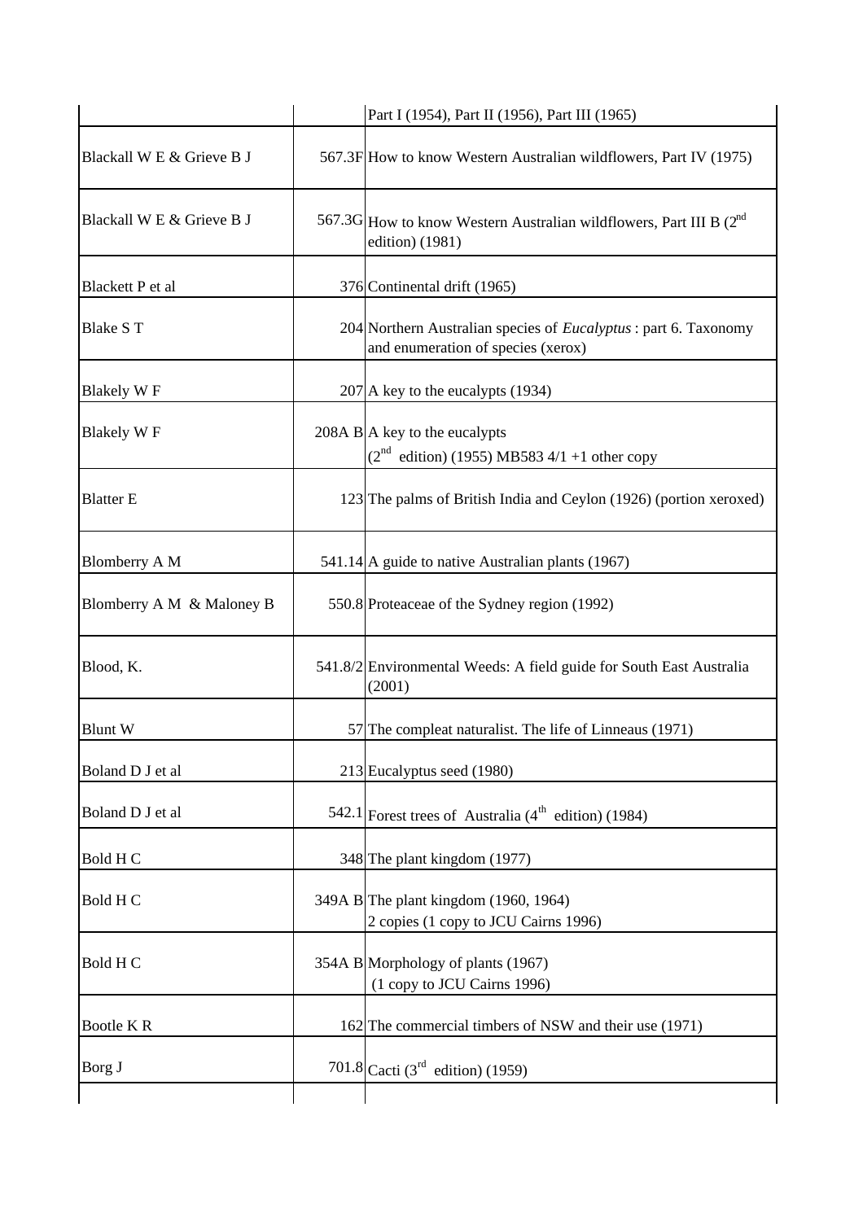| | | |
|---|---|---|
| | | Part I (1954), Part II (1956), Part III (1965) |
| Blackall W E & Grieve B J | 567.3F | How to know Western Australian wildflowers, Part IV (1975) |
| Blackall W E & Grieve B J | 567.3G | How to know Western Australian wildflowers, Part III B (2nd edition) (1981) |
| Blackett P et al | 376 | Continental drift (1965) |
| Blake S T | 204 | Northern Australian species of *Eucalyptus* : part 6. Taxonomy and enumeration of species (xerox) |
| Blakely W F | 207 | A key to the eucalypts (1934) |
| Blakely W F | 208A B | A key to the eucalypts (2nd edition) (1955) MB583 4/1 +1 other copy |
| Blatter E | 123 | The palms of British India and Ceylon (1926) (portion xeroxed) |
| Blomberry A M | 541.14 | A guide to native Australian plants (1967) |
| Blomberry A M & Maloney B | 550.8 | Proteaceae of the Sydney region (1992) |
| Blood, K. | 541.8/2 | Environmental Weeds: A field guide for South East Australia (2001) |
| Blunt W | 57 | The compleat naturalist. The life of Linneaus (1971) |
| Boland D J et al | 213 | Eucalyptus seed (1980) |
| Boland D J et al | 542.1 | Forest trees of Australia (4th edition) (1984) |
| Bold H C | 348 | The plant kingdom (1977) |
| Bold H C | 349A B | The plant kingdom (1960, 1964) 2 copies (1 copy to JCU Cairns 1996) |
| Bold H C | 354A B | Morphology of plants (1967) (1 copy to JCU Cairns 1996) |
| Bootle K R | 162 | The commercial timbers of NSW and their use (1971) |
| Borg J | 701.8 | Cacti (3rd edition) (1959) |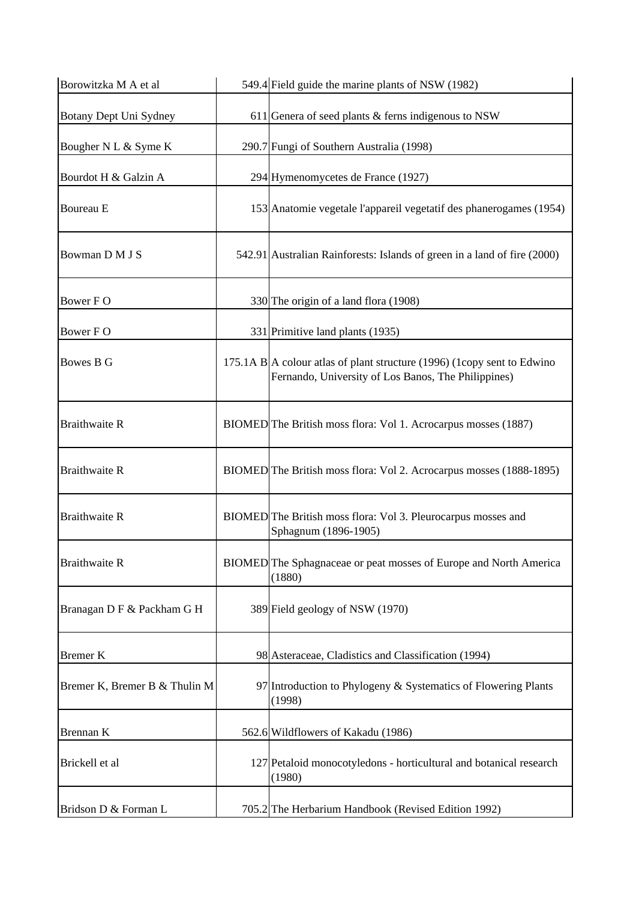| Borowitzka M A et al | 549.4 | Field guide the marine plants of NSW (1982) |
|---|---|---|
| Botany Dept Uni Sydney | 611 | Genera of seed plants & ferns indigenous to NSW |
| Bougher N L & Syme K | 290.7 | Fungi of Southern Australia (1998) |
| Bourdot H & Galzin A | 294 | Hymenomycetes de France (1927) |
| Boureau E | 153 | Anatomie vegetale l'appareil vegetatif des phanerogames (1954) |
| Bowman D M J S | 542.91 | Australian Rainforests: Islands of green in a land of fire (2000) |
| Bower F O | 330 | The origin of a land flora (1908) |
| Bower F O | 331 | Primitive land plants (1935) |
| Bowes B G | 175.1A B | A colour atlas of plant structure (1996) (1copy sent to Edwino Fernando, University of Los Banos, The Philippines) |
| Braithwaite R | BIOMED | The British moss flora: Vol 1. Acrocarpus mosses (1887) |
| Braithwaite R | BIOMED | The British moss flora: Vol 2. Acrocarpus mosses (1888-1895) |
| Braithwaite R | BIOMED | The British moss flora: Vol 3. Pleurocarpus mosses and Sphagnum (1896-1905) |
| Braithwaite R | BIOMED | The Sphagnaceae or peat mosses of Europe and North America (1880) |
| Branagan D F & Packham G H | 389 | Field geology of NSW (1970) |
| Bremer K | 98 | Asteraceae, Cladistics and Classification (1994) |
| Bremer K, Bremer B & Thulin M | 97 | Introduction to Phylogeny & Systematics of Flowering Plants (1998) |
| Brennan K | 562.6 | Wildflowers of Kakadu (1986) |
| Brickell et al | 127 | Petaloid monocotyledons - horticultural and botanical research (1980) |
| Bridson D & Forman L | 705.2 | The Herbarium Handbook (Revised Edition 1992) |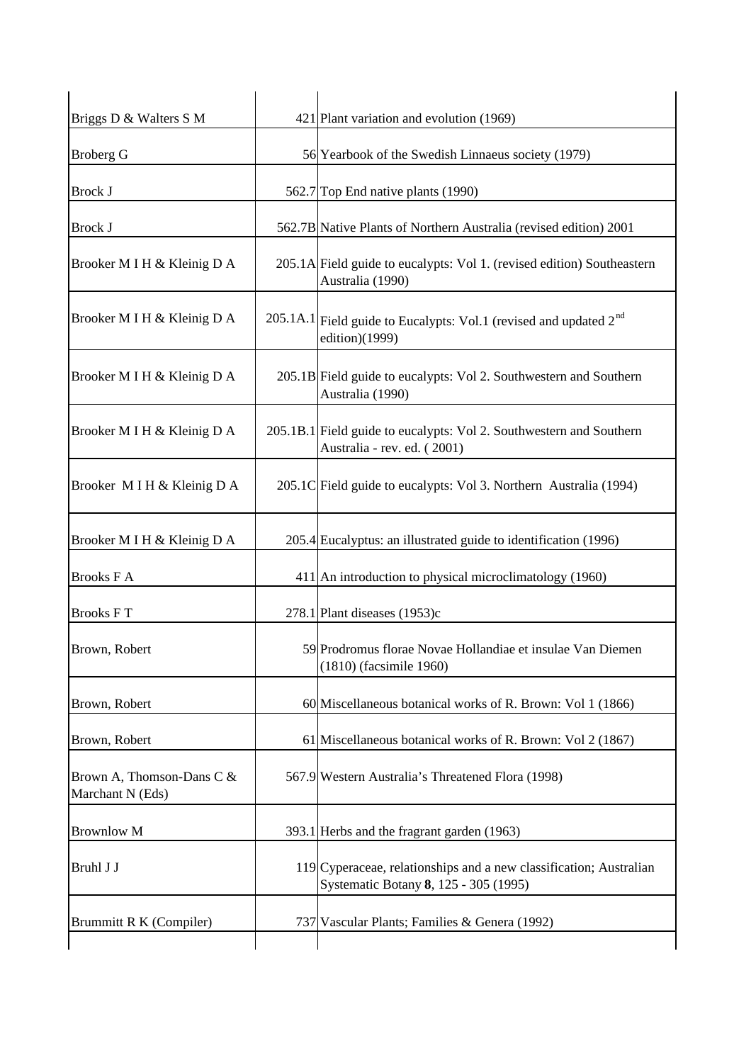| | | |
|---|---|---|
| Briggs D & Walters S M | 421 | Plant variation and evolution (1969) |
| Broberg G | 56 | Yearbook of the Swedish Linnaeus society (1979) |
| Brock J | 562.7 | Top End native plants (1990) |
| Brock J | 562.7B | Native Plants of Northern Australia (revised edition) 2001 |
| Brooker M I H & Kleinig D A | 205.1A | Field guide to eucalypts: Vol 1. (revised edition) Southeastern Australia (1990) |
| Brooker M I H & Kleinig D A | 205.1A.1 | Field guide to Eucalypts: Vol.1 (revised and updated 2nd edition)(1999) |
| Brooker M I H & Kleinig D A | 205.1B | Field guide to eucalypts: Vol 2. Southwestern and Southern Australia (1990) |
| Brooker M I H & Kleinig D A | 205.1B.1 | Field guide to eucalypts: Vol 2. Southwestern and Southern Australia - rev. ed. ( 2001) |
| Brooker M I H & Kleinig D A | 205.1C | Field guide to eucalypts: Vol 3. Northern Australia (1994) |
| Brooker M I H & Kleinig D A | 205.4 | Eucalyptus: an illustrated guide to identification (1996) |
| Brooks F A | 411 | An introduction to physical microclimatology (1960) |
| Brooks F T | 278.1 | Plant diseases (1953)c |
| Brown, Robert | 59 | Prodromus florae Novae Hollandiae et insulae Van Diemen (1810) (facsimile 1960) |
| Brown, Robert | 60 | Miscellaneous botanical works of R. Brown: Vol 1 (1866) |
| Brown, Robert | 61 | Miscellaneous botanical works of R. Brown: Vol 2 (1867) |
| Brown A, Thomson-Dans C & Marchant N (Eds) | 567.9 | Western Australia's Threatened Flora (1998) |
| Brownlow M | 393.1 | Herbs and the fragrant garden (1963) |
| Bruhl J J | 119 | Cyperaceae, relationships and a new classification; Australian Systematic Botany **8**, 125 - 305 (1995) |
| Brummitt R K (Compiler) | 737 | Vascular Plants; Families & Genera (1992) |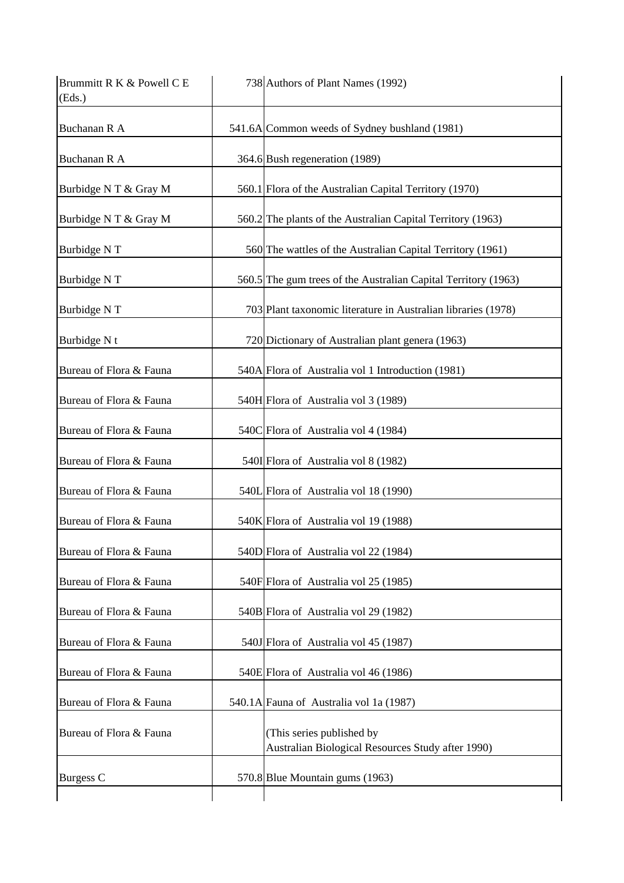| | | |
|---|---|---|
| Brummitt R K & Powell C E (Eds.) | 738 | Authors of Plant Names (1992) |
| Buchanan R A | 541.6A | Common weeds of Sydney bushland (1981) |
| Buchanan R A | 364.6 | Bush regeneration (1989) |
| Burbidge N T & Gray M | 560.1 | Flora of the Australian Capital Territory (1970) |
| Burbidge N T & Gray M | 560.2 | The plants of the Australian Capital Territory (1963) |
| Burbidge N T | 560 | The wattles of the Australian Capital Territory (1961) |
| Burbidge N T | 560.5 | The gum trees of the Australian Capital Territory (1963) |
| Burbidge N T | 703 | Plant taxonomic literature in Australian libraries (1978) |
| Burbidge N t | 720 | Dictionary of Australian plant genera (1963) |
| Bureau of Flora & Fauna | 540A | Flora of Australia vol 1 Introduction (1981) |
| Bureau of Flora & Fauna | 540H | Flora of Australia vol 3 (1989) |
| Bureau of Flora & Fauna | 540C | Flora of Australia vol 4 (1984) |
| Bureau of Flora & Fauna | 540I | Flora of Australia vol 8 (1982) |
| Bureau of Flora & Fauna | 540L | Flora of Australia vol 18 (1990) |
| Bureau of Flora & Fauna | 540K | Flora of Australia vol 19 (1988) |
| Bureau of Flora & Fauna | 540D | Flora of Australia vol 22 (1984) |
| Bureau of Flora & Fauna | 540F | Flora of Australia vol 25 (1985) |
| Bureau of Flora & Fauna | 540B | Flora of Australia vol 29 (1982) |
| Bureau of Flora & Fauna | 540J | Flora of Australia vol 45 (1987) |
| Bureau of Flora & Fauna | 540E | Flora of Australia vol 46 (1986) |
| Bureau of Flora & Fauna | 540.1A | Fauna of Australia vol 1a (1987) |
| Bureau of Flora & Fauna | | (This series published by Australian Biological Resources Study after 1990) |
| Burgess C | 570.8 | Blue Mountain gums (1963) |
| | | |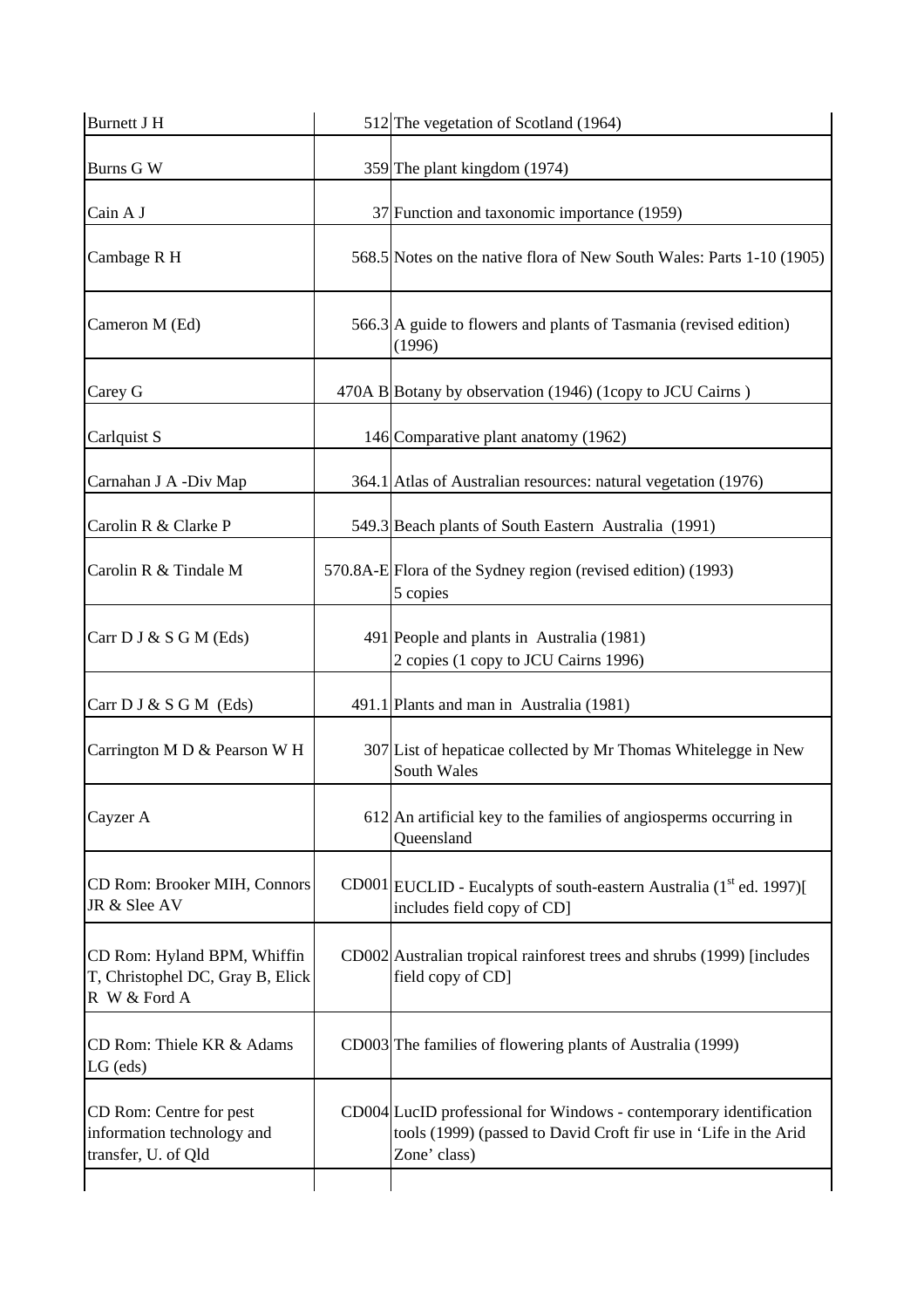| | | |
|---|---|---|
| Burnett J H | 512 | The vegetation of Scotland (1964) |
| Burns G W | 359 | The plant kingdom (1974) |
| Cain A J | 37 | Function and taxonomic importance (1959) |
| Cambage R H | 568.5 | Notes on the native flora of New South Wales: Parts 1-10 (1905) |
| Cameron M (Ed) | 566.3 | A guide to flowers and plants of Tasmania (revised edition) (1996) |
| Carey G | 470A B | Botany by observation (1946) (1copy to JCU Cairns ) |
| Carlquist S | 146 | Comparative plant anatomy (1962) |
| Carnahan J A -Div Map | 364.1 | Atlas of Australian resources: natural vegetation (1976) |
| Carolin R & Clarke P | 549.3 | Beach plants of South Eastern Australia (1991) |
| Carolin R & Tindale M | 570.8A-E | Flora of the Sydney region (revised edition) (1993) 5 copies |
| Carr D J & S G M (Eds) | 491 | People and plants in Australia (1981) 2 copies (1 copy to JCU Cairns 1996) |
| Carr D J & S G M (Eds) | 491.1 | Plants and man in Australia (1981) |
| Carrington M D & Pearson W H | 307 | List of hepaticae collected by Mr Thomas Whitelegge in New South Wales |
| Cayzer A | 612 | An artificial key to the families of angiosperms occurring in Queensland |
| CD Rom: Brooker MIH, Connors JR & Slee AV | CD001 | EUCLID - Eucalypts of south-eastern Australia (1st ed. 1997)[ includes field copy of CD] |
| CD Rom: Hyland BPM, Whiffin T, Christophel DC, Gray B, Elick R W & Ford A | CD002 | Australian tropical rainforest trees and shrubs (1999) [includes field copy of CD] |
| CD Rom: Thiele KR & Adams LG (eds) | CD003 | The families of flowering plants of Australia (1999) |
| CD Rom: Centre for pest information technology and transfer, U. of Qld | CD004 | LucID professional for Windows - contemporary identification tools (1999) (passed to David Croft fir use in 'Life in the Arid Zone' class) |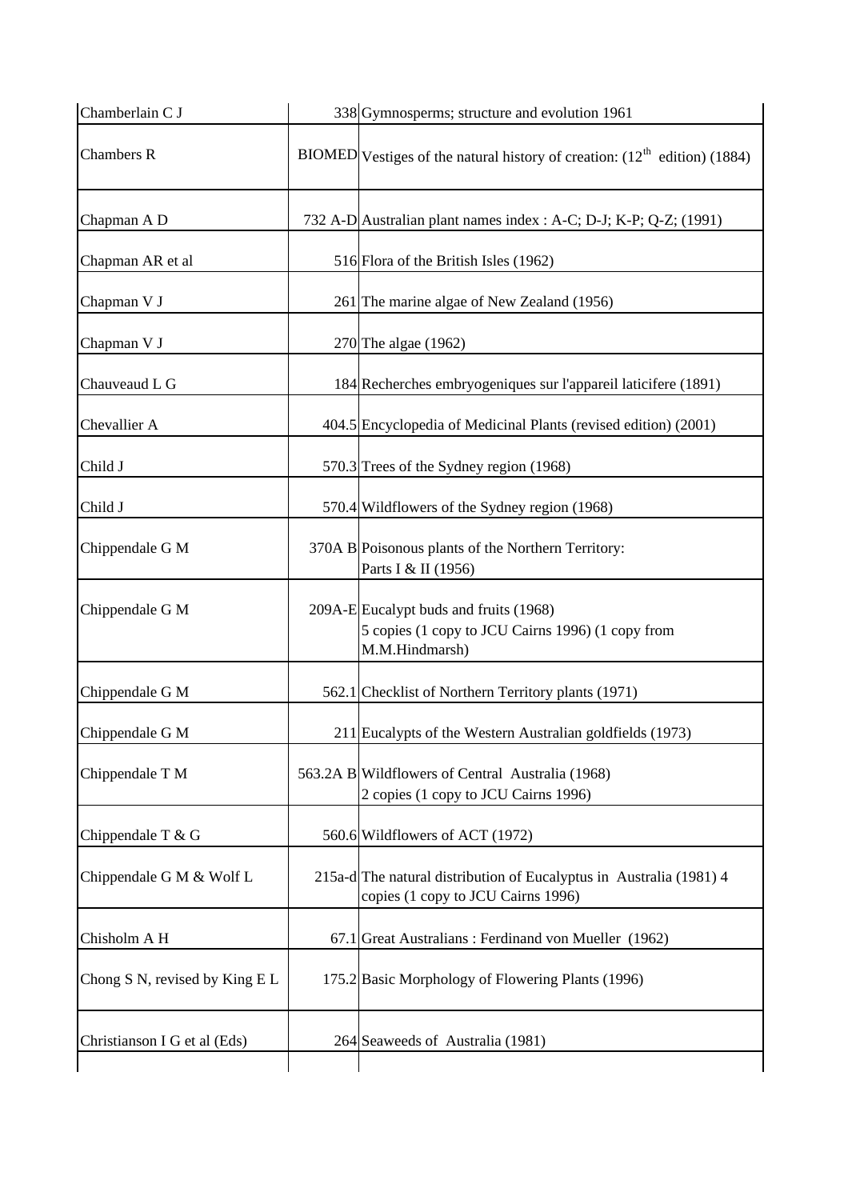| | | |
|---|---|---|
| Chamberlain C J | 338 | Gymnosperms; structure and evolution 1961 |
| Chambers R | BIOMED | Vestiges of the natural history of creation: (12[th] edition) (1884) |
| Chapman A D | 732 A-D | Australian plant names index : A-C; D-J; K-P; Q-Z; (1991) |
| Chapman AR et al | 516 | Flora of the British Isles (1962) |
| Chapman V J | 261 | The marine algae of New Zealand (1956) |
| Chapman V J | 270 | The algae (1962) |
| Chauveaud L G | 184 | Recherches embryogeniques sur l'appareil laticifere (1891) |
| Chevallier A | 404.5 | Encyclopedia of Medicinal Plants (revised edition) (2001) |
| Child J | 570.3 | Trees of the Sydney region (1968) |
| Child J | 570.4 | Wildflowers of the Sydney region (1968) |
| Chippendale G M | 370A B | Poisonous plants of the Northern Territory: Parts I & II (1956) |
| Chippendale G M | 209A-E | Eucalypt buds and fruits (1968) 5 copies (1 copy to JCU Cairns 1996) (1 copy from M.M.Hindmarsh) |
| Chippendale G M | 562.1 | Checklist of Northern Territory plants (1971) |
| Chippendale G M | 211 | Eucalypts of the Western Australian goldfields (1973) |
| Chippendale T M | 563.2A B | Wildflowers of Central Australia (1968) 2 copies (1 copy to JCU Cairns 1996) |
| Chippendale T & G | 560.6 | Wildflowers of ACT (1972) |
| Chippendale G M & Wolf L | 215a-d | The natural distribution of Eucalyptus in Australia (1981) 4 copies (1 copy to JCU Cairns 1996) |
| Chisholm A H | 67.1 | Great Australians : Ferdinand von Mueller (1962) |
| Chong S N, revised by King E L | 175.2 | Basic Morphology of Flowering Plants (1996) |
| Christianson I G et al (Eds) | 264 | Seaweeds of Australia (1981) |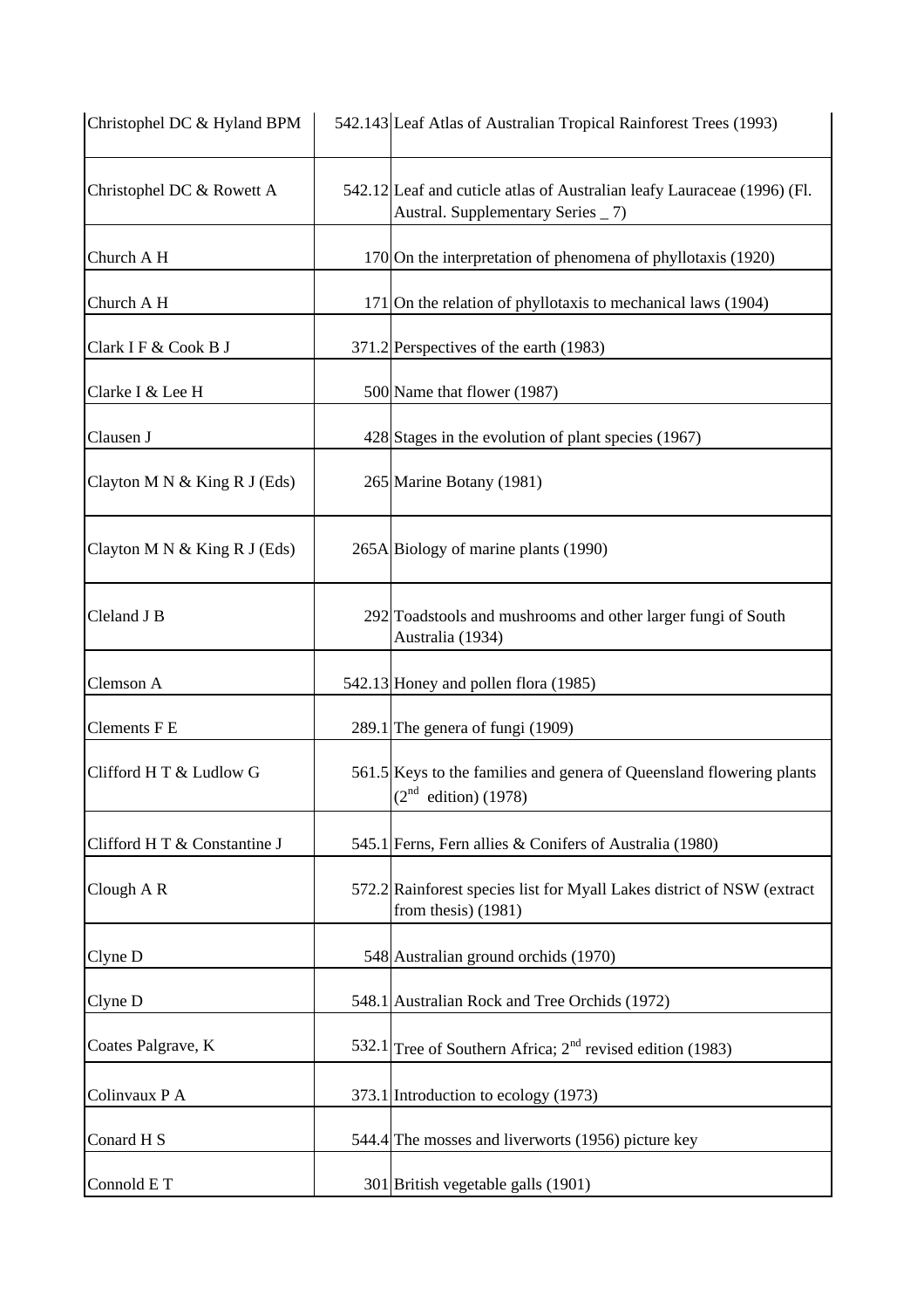| | | |
|---|---|---|
| Christophel DC & Hyland BPM | 542.143 | Leaf Atlas of Australian Tropical Rainforest Trees (1993) |
| Christophel DC & Rowett A | 542.12 | Leaf and cuticle atlas of Australian leafy Lauraceae (1996) (Fl. Austral. Supplementary Series _ 7) |
| Church A H | 170 | On the interpretation of phenomena of phyllotaxis (1920) |
| Church A H | 171 | On the relation of phyllotaxis to mechanical laws (1904) |
| Clark I F & Cook B J | 371.2 | Perspectives of the earth (1983) |
| Clarke I & Lee H | 500 | Name that flower (1987) |
| Clausen J | 428 | Stages in the evolution of plant species (1967) |
| Clayton M N & King R J (Eds) | 265 | Marine Botany (1981) |
| Clayton M N & King R J (Eds) | 265A | Biology of marine plants (1990) |
| Cleland J B | 292 | Toadstools and mushrooms and other larger fungi of South Australia (1934) |
| Clemson A | 542.13 | Honey and pollen flora (1985) |
| Clements F E | 289.1 | The genera of fungi (1909) |
| Clifford H T & Ludlow G | 561.5 | Keys to the families and genera of Queensland flowering plants (2nd edition) (1978) |
| Clifford H T & Constantine J | 545.1 | Ferns, Fern allies & Conifers of Australia (1980) |
| Clough A R | 572.2 | Rainforest species list for Myall Lakes district of NSW (extract from thesis) (1981) |
| Clyne D | 548 | Australian ground orchids (1970) |
| Clyne D | 548.1 | Australian Rock and Tree Orchids (1972) |
| Coates Palgrave, K | 532.1 | Tree of Southern Africa; 2nd revised edition (1983) |
| Colinvaux P A | 373.1 | Introduction to ecology (1973) |
| Conard H S | 544.4 | The mosses and liverworts (1956) picture key |
| Connold E T | 301 | British vegetable galls (1901) |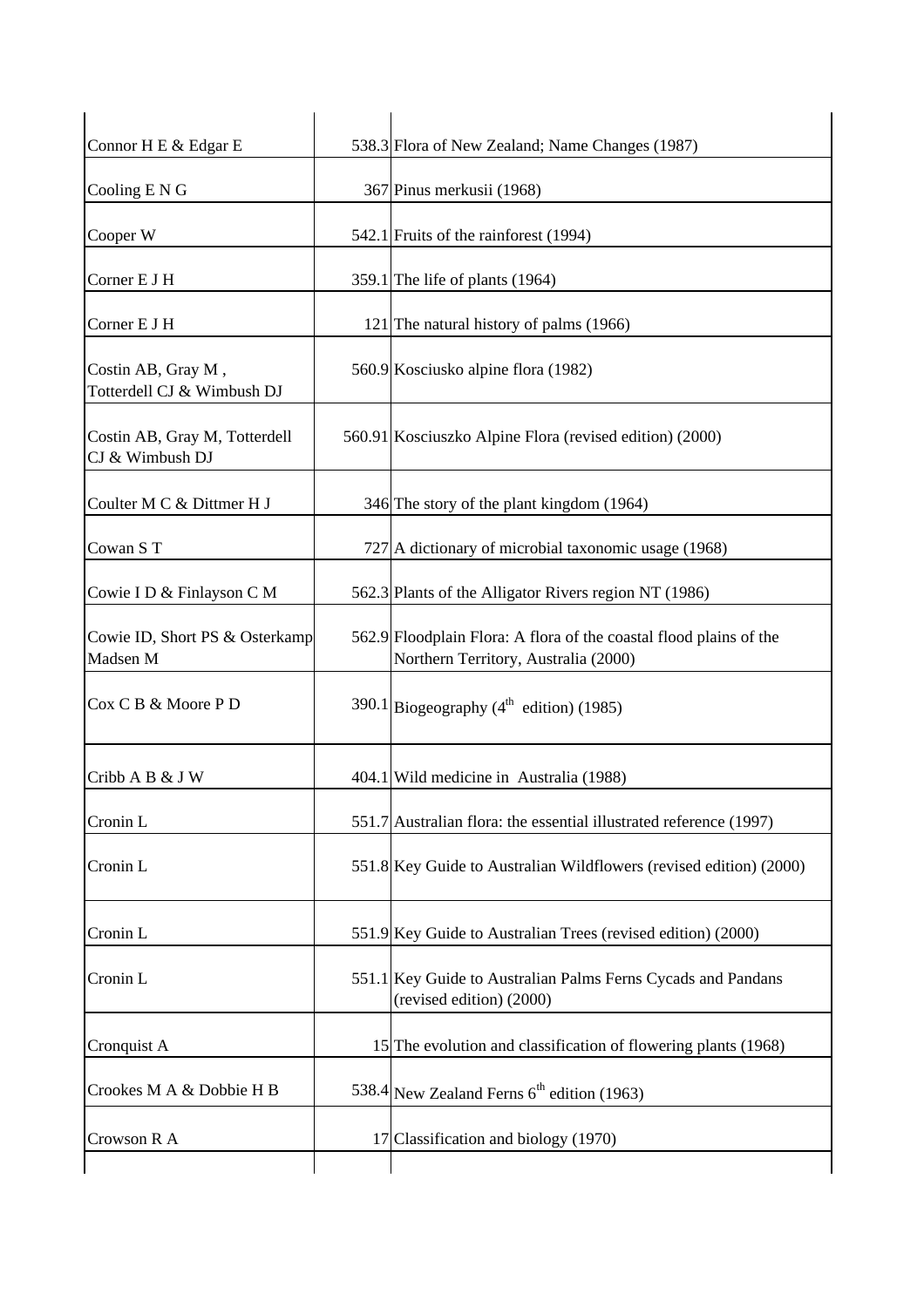| | | |
|---|---|---|
| Connor H E & Edgar E | 538.3 | Flora of New Zealand; Name Changes (1987) |
| Cooling E N G | 367 | Pinus merkusii (1968) |
| Cooper W | 542.1 | Fruits of the rainforest (1994) |
| Corner E J H | 359.1 | The life of plants (1964) |
| Corner E J H | 121 | The natural history of palms (1966) |
| Costin AB, Gray M , Totterdell CJ & Wimbush DJ | 560.9 | Kosciusko alpine flora (1982) |
| Costin AB, Gray M, Totterdell CJ & Wimbush DJ | 560.91 | Kosciuszko Alpine Flora (revised edition) (2000) |
| Coulter M C & Dittmer H J | 346 | The story of the plant kingdom (1964) |
| Cowan S T | 727 | A dictionary of microbial taxonomic usage (1968) |
| Cowie I D & Finlayson C M | 562.3 | Plants of the Alligator Rivers region NT (1986) |
| Cowie ID, Short PS & Osterkamp Madsen M | 562.9 | Floodplain Flora: A flora of the coastal flood plains of the Northern Territory, Australia (2000) |
| Cox C B & Moore P D | 390.1 | Biogeography (4th edition) (1985) |
| Cribb A B & J W | 404.1 | Wild medicine in Australia (1988) |
| Cronin L | 551.7 | Australian flora: the essential illustrated reference (1997) |
| Cronin L | 551.8 | Key Guide to Australian Wildflowers (revised edition) (2000) |
| Cronin L | 551.9 | Key Guide to Australian Trees (revised edition) (2000) |
| Cronin L | 551.1 | Key Guide to Australian Palms Ferns Cycads and Pandans (revised edition) (2000) |
| Cronquist A | 15 | The evolution and classification of flowering plants (1968) |
| Crookes M A & Dobbie H B | 538.4 | New Zealand Ferns 6th edition (1963) |
| Crowson R A | 17 | Classification and biology (1970) |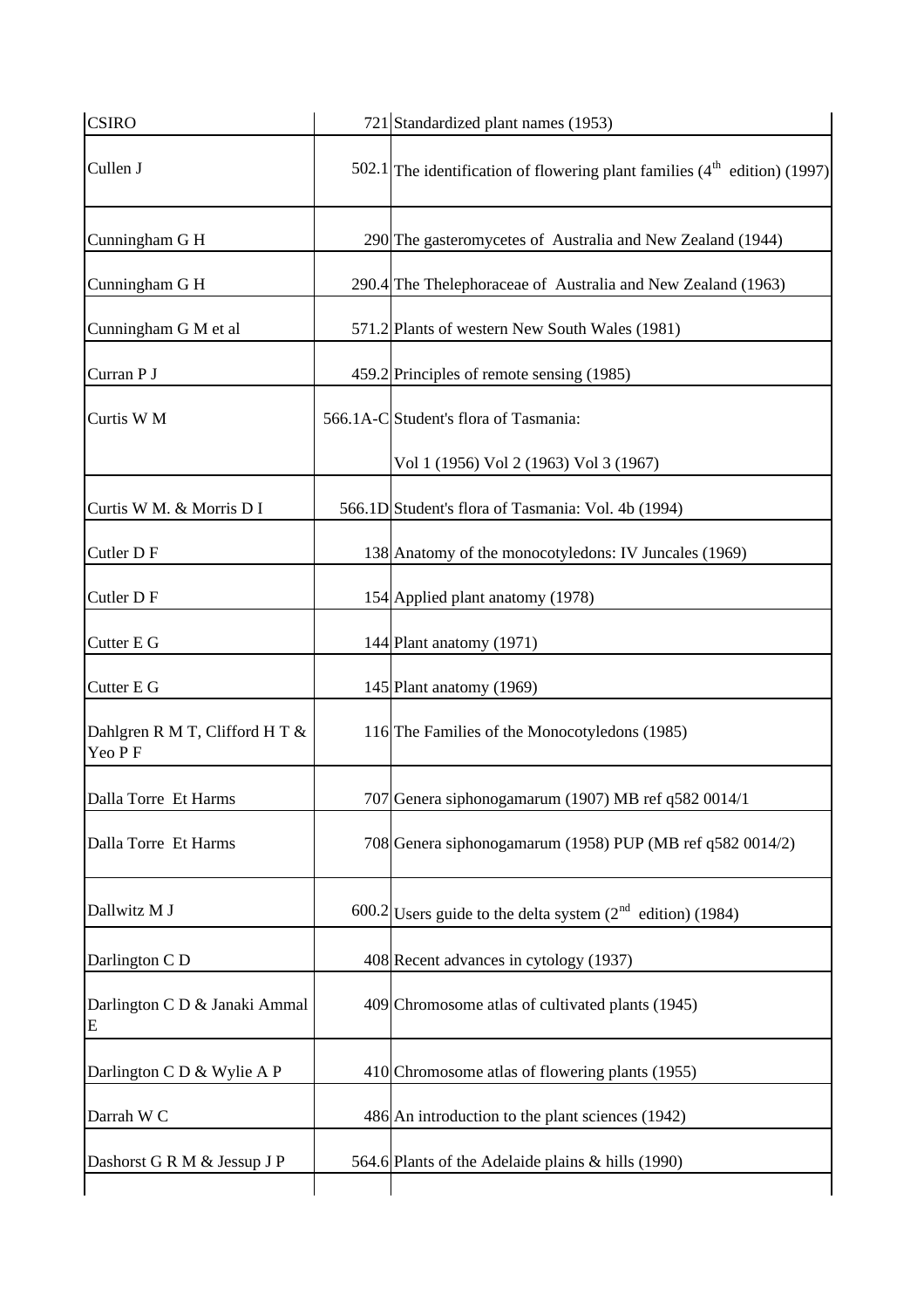| | | |
|---|---|---|
| CSIRO | 721 | Standardized plant names (1953) |
| Cullen J | 502.1 | The identification of flowering plant families ($4^{th}$ edition) (1997) |
| Cunningham G H | 290 | The gasteromycetes of Australia and New Zealand (1944) |
| Cunningham G H | 290.4 | The Thelephoraceae of Australia and New Zealand (1963) |
| Cunningham G M et al | 571.2 | Plants of western New South Wales (1981) |
| Curran P J | 459.2 | Principles of remote sensing (1985) |
| Curtis W M | 566.1A-C | Student's flora of Tasmania: Vol 1 (1956) Vol 2 (1963) Vol 3 (1967) |
| Curtis W M. & Morris D I | 566.1D | Student's flora of Tasmania: Vol. 4b (1994) |
| Cutler D F | 138 | Anatomy of the monocotyledons: IV Juncales (1969) |
| Cutler D F | 154 | Applied plant anatomy (1978) |
| Cutter E G | 144 | Plant anatomy (1971) |
| Cutter E G | 145 | Plant anatomy (1969) |
| Dahlgren R M T, Clifford H T & Yeo P F | 116 | The Families of the Monocotyledons (1985) |
| Dalla Torre Et Harms | 707 | Genera siphonogamarum (1907) MB ref q582 0014/1 |
| Dalla Torre Et Harms | 708 | Genera siphonogamarum (1958) PUP (MB ref q582 0014/2) |
| Dallwitz M J | 600.2 | Users guide to the delta system ($2^{nd}$ edition) (1984) |
| Darlington C D | 408 | Recent advances in cytology (1937) |
| Darlington C D & Janaki Ammal E | 409 | Chromosome atlas of cultivated plants (1945) |
| Darlington C D & Wylie A P | 410 | Chromosome atlas of flowering plants (1955) |
| Darrah W C | 486 | An introduction to the plant sciences (1942) |
| Dashorst G R M & Jessup J P | 564.6 | Plants of the Adelaide plains & hills (1990) |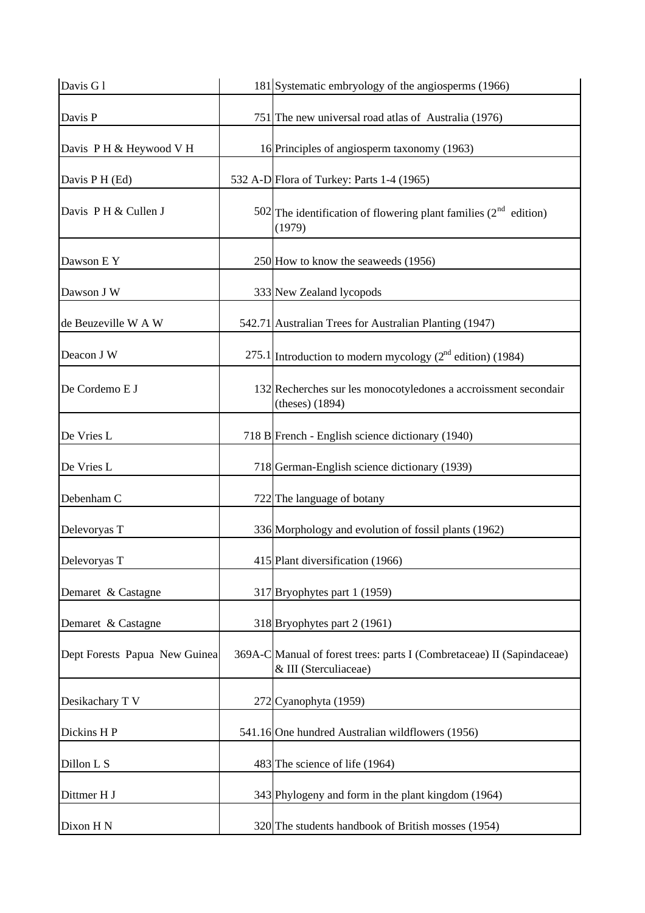| | | |
|---|---|---|
| Davis G l | 181 | Systematic embryology of the angiosperms (1966) |
| Davis P | 751 | The new universal road atlas of Australia (1976) |
| Davis P H & Heywood V H | 16 | Principles of angiosperm taxonomy (1963) |
| Davis P H (Ed) | 532 A-D | Flora of Turkey: Parts 1-4 (1965) |
| Davis P H & Cullen J | 502 | The identification of flowering plant families (2nd edition) (1979) |
| Dawson E Y | 250 | How to know the seaweeds (1956) |
| Dawson J W | 333 | New Zealand lycopods |
| de Beuzeville W A W | 542.71 | Australian Trees for Australian Planting (1947) |
| Deacon J W | 275.1 | Introduction to modern mycology (2nd edition) (1984) |
| De Cordemo E J | 132 | Recherches sur les monocotyledones a accroissment secondair (theses) (1894) |
| De Vries L | 718 B | French - English science dictionary (1940) |
| De Vries L | 718 | German-English science dictionary (1939) |
| Debenham C | 722 | The language of botany |
| Delevoryas T | 336 | Morphology and evolution of fossil plants (1962) |
| Delevoryas T | 415 | Plant diversification (1966) |
| Demaret & Castagne | 317 | Bryophytes part 1 (1959) |
| Demaret & Castagne | 318 | Bryophytes part 2 (1961) |
| Dept Forests Papua New Guinea | 369A-C | Manual of forest trees: parts I (Combretaceae) II (Sapindaceae) & III (Sterculiaceae) |
| Desikachary T V | 272 | Cyanophyta (1959) |
| Dickins H P | 541.16 | One hundred Australian wildflowers (1956) |
| Dillon L S | 483 | The science of life (1964) |
| Dittmer H J | 343 | Phylogeny and form in the plant kingdom (1964) |
| Dixon H N | 320 | The students handbook of British mosses (1954) |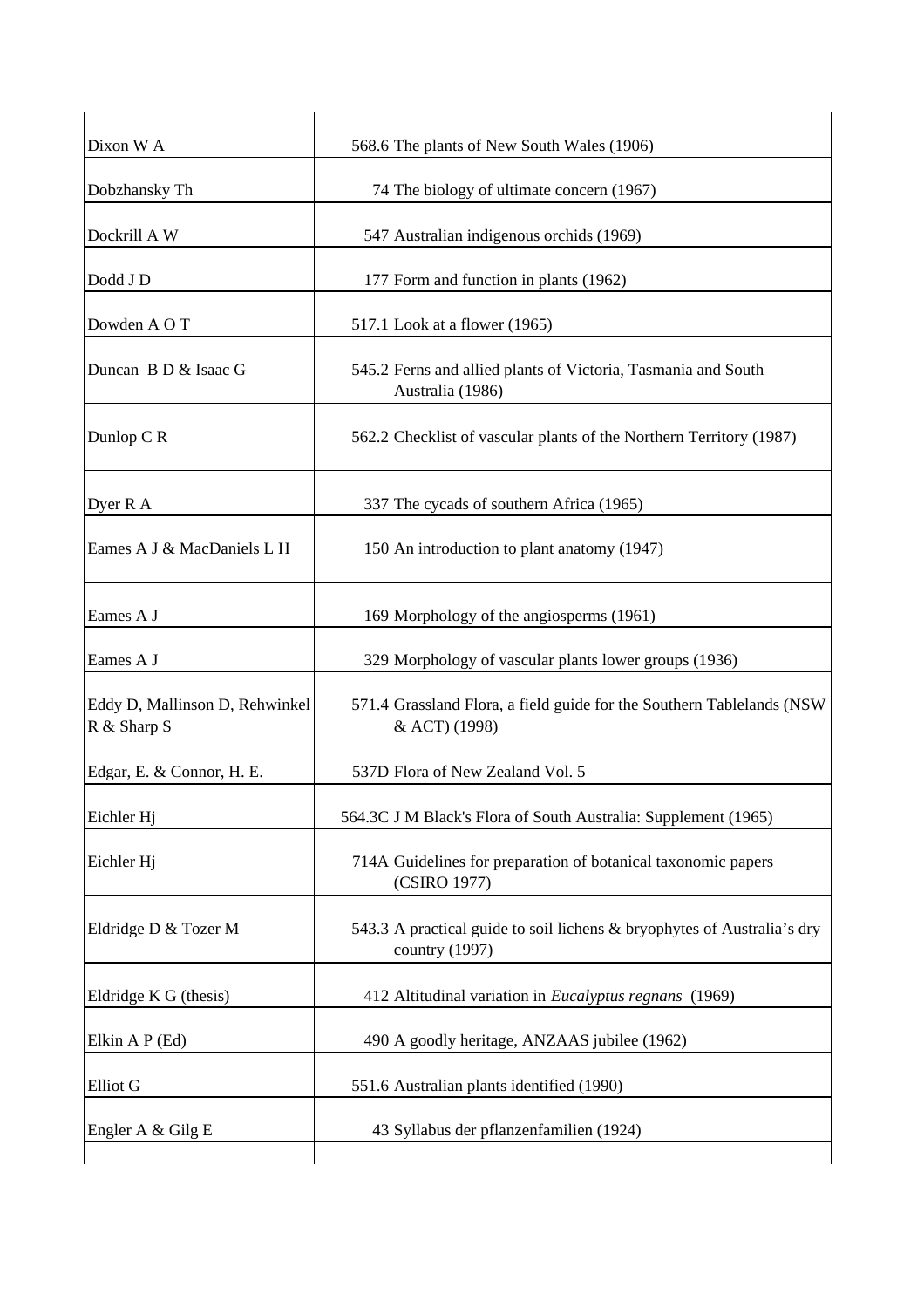| | | |
|---|---|---|
| Dixon W A | 568.6 | The plants of New South Wales (1906) |
| Dobzhansky Th | 74 | The biology of ultimate concern (1967) |
| Dockrill A W | 547 | Australian indigenous orchids (1969) |
| Dodd J D | 177 | Form and function in plants (1962) |
| Dowden A O T | 517.1 | Look at a flower (1965) |
| Duncan B D & Isaac G | 545.2 | Ferns and allied plants of Victoria, Tasmania and South Australia (1986) |
| Dunlop C R | 562.2 | Checklist of vascular plants of the Northern Territory (1987) |
| Dyer R A | 337 | The cycads of southern Africa (1965) |
| Eames A J & MacDaniels L H | 150 | An introduction to plant anatomy (1947) |
| Eames A J | 169 | Morphology of the angiosperms (1961) |
| Eames A J | 329 | Morphology of vascular plants lower groups (1936) |
| Eddy D, Mallinson D, Rehwinkel R & Sharp S | 571.4 | Grassland Flora, a field guide for the Southern Tablelands (NSW & ACT) (1998) |
| Edgar, E. & Connor, H. E. | 537D | Flora of New Zealand Vol. 5 |
| Eichler Hj | 564.3C | J M Black's Flora of South Australia: Supplement (1965) |
| Eichler Hj | 714A | Guidelines for preparation of botanical taxonomic papers (CSIRO 1977) |
| Eldridge D & Tozer M | 543.3 | A practical guide to soil lichens & bryophytes of Australia's dry country (1997) |
| Eldridge K G (thesis) | 412 | Altitudinal variation in *Eucalyptus regnans* (1969) |
| Elkin A P (Ed) | 490 | A goodly heritage, ANZAAS jubilee (1962) |
| Elliot G | 551.6 | Australian plants identified (1990) |
| Engler A & Gilg E | 43 | Syllabus der pflanzenfamilien (1924) |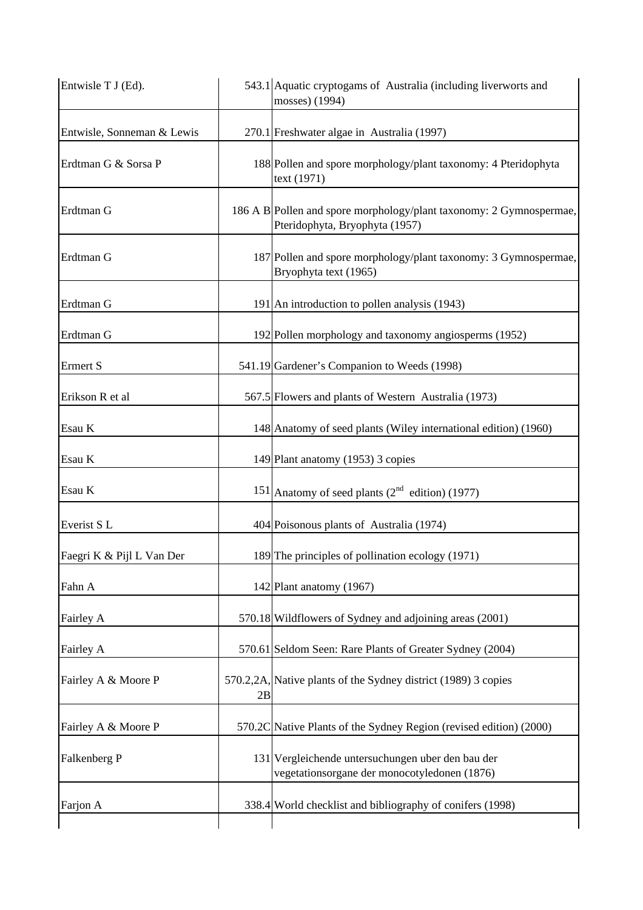| | | |
|---|---|---|
| Entwisle T J (Ed). | 543.1 | Aquatic cryptogams of Australia (including liverworts and mosses) (1994) |
| Entwisle, Sonneman & Lewis | 270.1 | Freshwater algae in Australia (1997) |
| Erdtman G & Sorsa P | 188 | Pollen and spore morphology/plant taxonomy: 4 Pteridophyta text (1971) |
| Erdtman G | 186 A B | Pollen and spore morphology/plant taxonomy: 2 Gymnospermae, Pteridophyta, Bryophyta (1957) |
| Erdtman G | 187 | Pollen and spore morphology/plant taxonomy: 3 Gymnospermae, Bryophyta text (1965) |
| Erdtman G | 191 | An introduction to pollen analysis (1943) |
| Erdtman G | 192 | Pollen morphology and taxonomy angiosperms (1952) |
| Ermert S | 541.19 | Gardener's Companion to Weeds (1998) |
| Erikson R et al | 567.5 | Flowers and plants of Western Australia (1973) |
| Esau K | 148 | Anatomy of seed plants (Wiley international edition) (1960) |
| Esau K | 149 | Plant anatomy (1953) 3 copies |
| Esau K | 151 | Anatomy of seed plants (2nd edition) (1977) |
| Everist S L | 404 | Poisonous plants of Australia (1974) |
| Faegri K & Pijl L Van Der | 189 | The principles of pollination ecology (1971) |
| Fahn A | 142 | Plant anatomy (1967) |
| Fairley A | 570.18 | Wildflowers of Sydney and adjoining areas (2001) |
| Fairley A | 570.61 | Seldom Seen: Rare Plants of Greater Sydney (2004) |
| Fairley A & Moore P | 570.2,2A, 2B | Native plants of the Sydney district (1989) 3 copies |
| Fairley A & Moore P | 570.2C | Native Plants of the Sydney Region (revised edition) (2000) |
| Falkenberg P | 131 | Vergleichende untersuchungen uber den bau der vegetationsorgane der monocotyledonen (1876) |
| Farjon A | 338.4 | World checklist and bibliography of conifers (1998) |
| | | |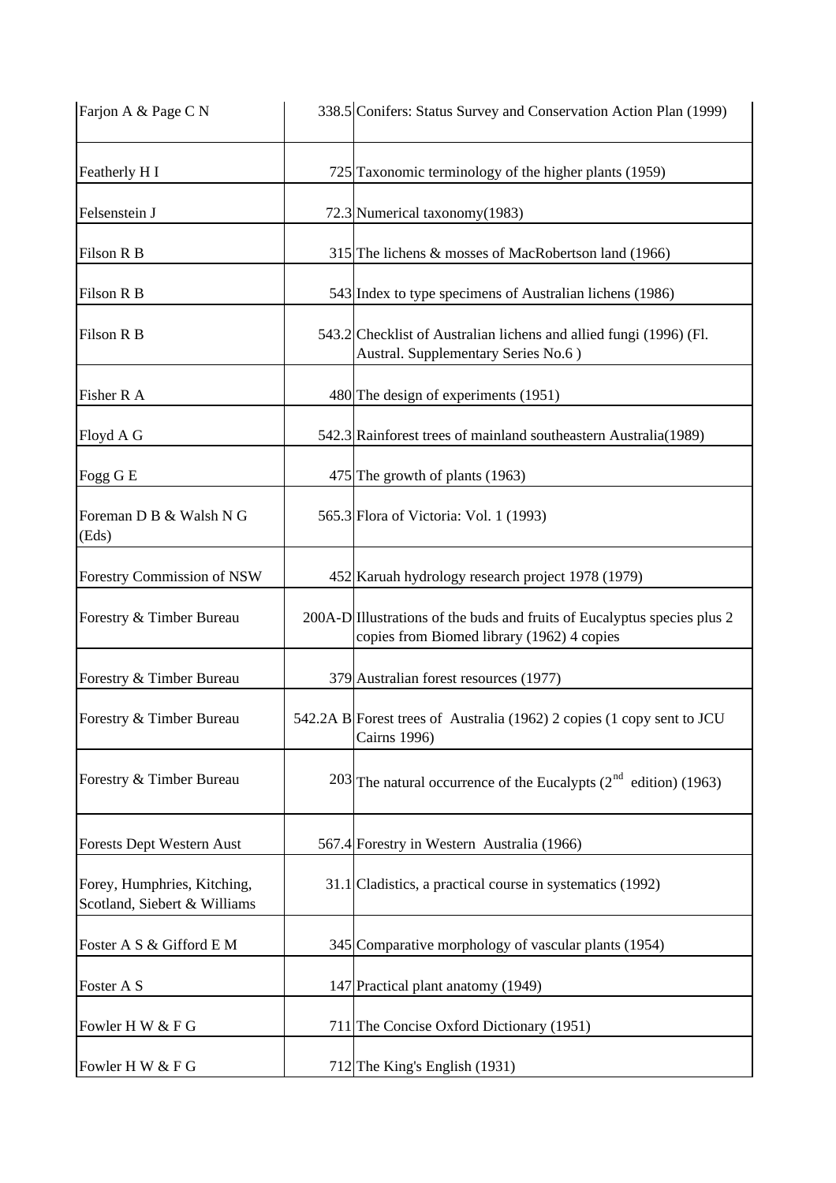| | | |
|---|---|---|
| Farjon A & Page C N | 338.5 | Conifers: Status Survey and Conservation Action Plan (1999) |
| Featherly H I | 725 | Taxonomic terminology of the higher plants (1959) |
| Felsenstein J | 72.3 | Numerical taxonomy(1983) |
| Filson R B | 315 | The lichens & mosses of MacRobertson land (1966) |
| Filson R B | 543 | Index to type specimens of Australian lichens (1986) |
| Filson R B | 543.2 | Checklist of Australian lichens and allied fungi (1996) (Fl. Austral. Supplementary Series No.6 ) |
| Fisher R A | 480 | The design of experiments (1951) |
| Floyd A G | 542.3 | Rainforest trees of mainland southeastern Australia(1989) |
| Fogg G E | 475 | The growth of plants (1963) |
| Foreman D B & Walsh N G (Eds) | 565.3 | Flora of Victoria: Vol. 1 (1993) |
| Forestry Commission of NSW | 452 | Karuah hydrology research project 1978 (1979) |
| Forestry & Timber Bureau | 200A-D | Illustrations of the buds and fruits of Eucalyptus species plus 2 copies from Biomed library (1962) 4 copies |
| Forestry & Timber Bureau | 379 | Australian forest resources (1977) |
| Forestry & Timber Bureau | 542.2A B | Forest trees of Australia (1962) 2 copies (1 copy sent to JCU Cairns 1996) |
| Forestry & Timber Bureau | 203 | The natural occurrence of the Eucalypts (2nd edition) (1963) |
| Forests Dept Western Aust | 567.4 | Forestry in Western Australia (1966) |
| Forey, Humphries, Kitching, Scotland, Siebert & Williams | 31.1 | Cladistics, a practical course in systematics (1992) |
| Foster A S & Gifford E M | 345 | Comparative morphology of vascular plants (1954) |
| Foster A S | 147 | Practical plant anatomy (1949) |
| Fowler H W & F G | 711 | The Concise Oxford Dictionary (1951) |
| Fowler H W & F G | 712 | The King's English (1931) |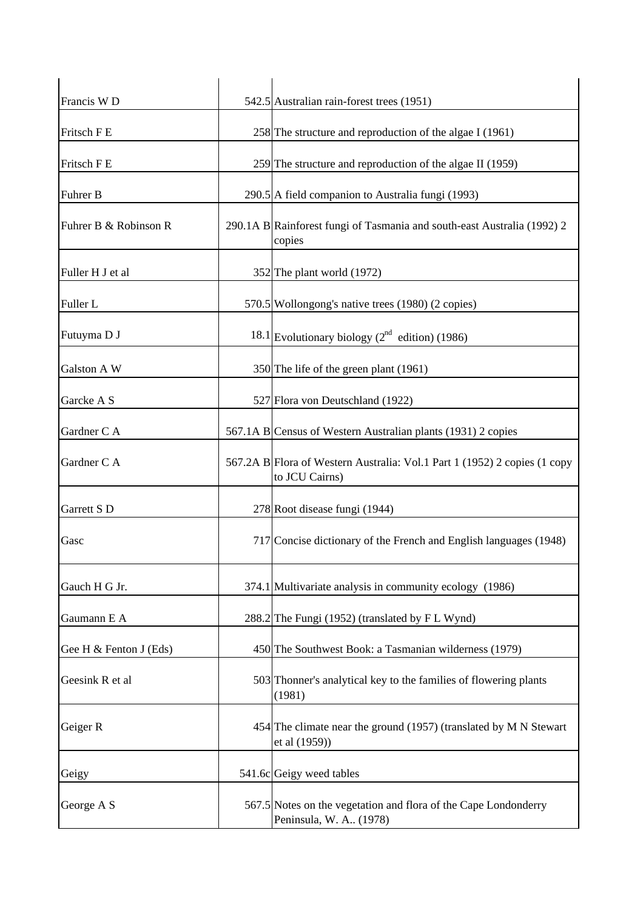| | | |
|---|---|---|
| Francis W D | 542.5 | Australian rain-forest trees (1951) |
| Fritsch F E | 258 | The structure and reproduction of the algae I (1961) |
| Fritsch F E | 259 | The structure and reproduction of the algae II (1959) |
| Fuhrer B | 290.5 | A field companion to Australia fungi (1993) |
| Fuhrer B & Robinson R | 290.1A B | Rainforest fungi of Tasmania and south-east Australia (1992) 2 copies |
| Fuller H J et al | 352 | The plant world (1972) |
| Fuller L | 570.5 | Wollongong's native trees (1980) (2 copies) |
| Futuyma D J | 18.1 | Evolutionary biology (2nd edition) (1986) |
| Galston A W | 350 | The life of the green plant (1961) |
| Garcke A S | 527 | Flora von Deutschland (1922) |
| Gardner C A | 567.1A B | Census of Western Australian plants (1931) 2 copies |
| Gardner C A | 567.2A B | Flora of Western Australia: Vol.1 Part 1 (1952) 2 copies (1 copy to JCU Cairns) |
| Garrett S D | 278 | Root disease fungi (1944) |
| Gasc | 717 | Concise dictionary of the French and English languages (1948) |
| Gauch H G Jr. | 374.1 | Multivariate analysis in community ecology (1986) |
| Gaumann E A | 288.2 | The Fungi (1952) (translated by F L Wynd) |
| Gee H & Fenton J (Eds) | 450 | The Southwest Book: a Tasmanian wilderness (1979) |
| Geesink R et al | 503 | Thonner's analytical key to the families of flowering plants (1981) |
| Geiger R | 454 | The climate near the ground (1957) (translated by M N Stewart et al (1959)) |
| Geigy | 541.6c | Geigy weed tables |
| George A S | 567.5 | Notes on the vegetation and flora of the Cape Londonderry Peninsula, W. A.. (1978) |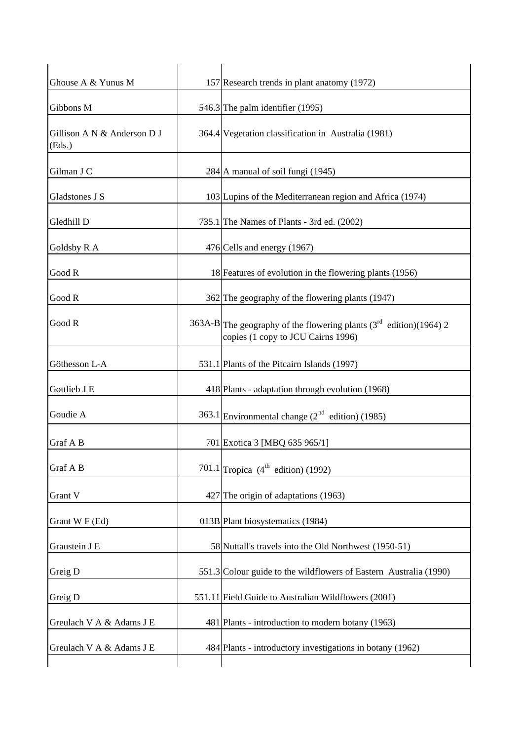| | | |
|---|---|---|
| Ghouse A & Yunus M | 157 | Research trends in plant anatomy (1972) |
| Gibbons M | 546.3 | The palm identifier (1995) |
| Gillison A N & Anderson D J (Eds.) | 364.4 | Vegetation classification in Australia (1981) |
| Gilman J C | 284 | A manual of soil fungi (1945) |
| Gladstones J S | 103 | Lupins of the Mediterranean region and Africa (1974) |
| Gledhill D | 735.1 | The Names of Plants - 3rd ed. (2002) |
| Goldsby R A | 476 | Cells and energy (1967) |
| Good R | 18 | Features of evolution in the flowering plants (1956) |
| Good R | 362 | The geography of the flowering plants (1947) |
| Good R | 363A-B | The geography of the flowering plants (3rd edition)(1964) 2 copies (1 copy to JCU Cairns 1996) |
| Göthesson L-A | 531.1 | Plants of the Pitcairn Islands (1997) |
| Gottlieb J E | 418 | Plants - adaptation through evolution (1968) |
| Goudie A | 363.1 | Environmental change (2nd edition) (1985) |
| Graf A B | 701 | Exotica 3 [MBQ 635 965/1] |
| Graf A B | 701.1 | Tropica (4th edition) (1992) |
| Grant V | 427 | The origin of adaptations (1963) |
| Grant W F (Ed) | 013B | Plant biosystematics (1984) |
| Graustein J E | 58 | Nuttall's travels into the Old Northwest (1950-51) |
| Greig D | 551.3 | Colour guide to the wildflowers of Eastern Australia (1990) |
| Greig D | 551.11 | Field Guide to Australian Wildflowers (2001) |
| Greulach V A & Adams J E | 481 | Plants - introduction to modern botany (1963) |
| Greulach V A & Adams J E | 484 | Plants - introductory investigations in botany (1962) |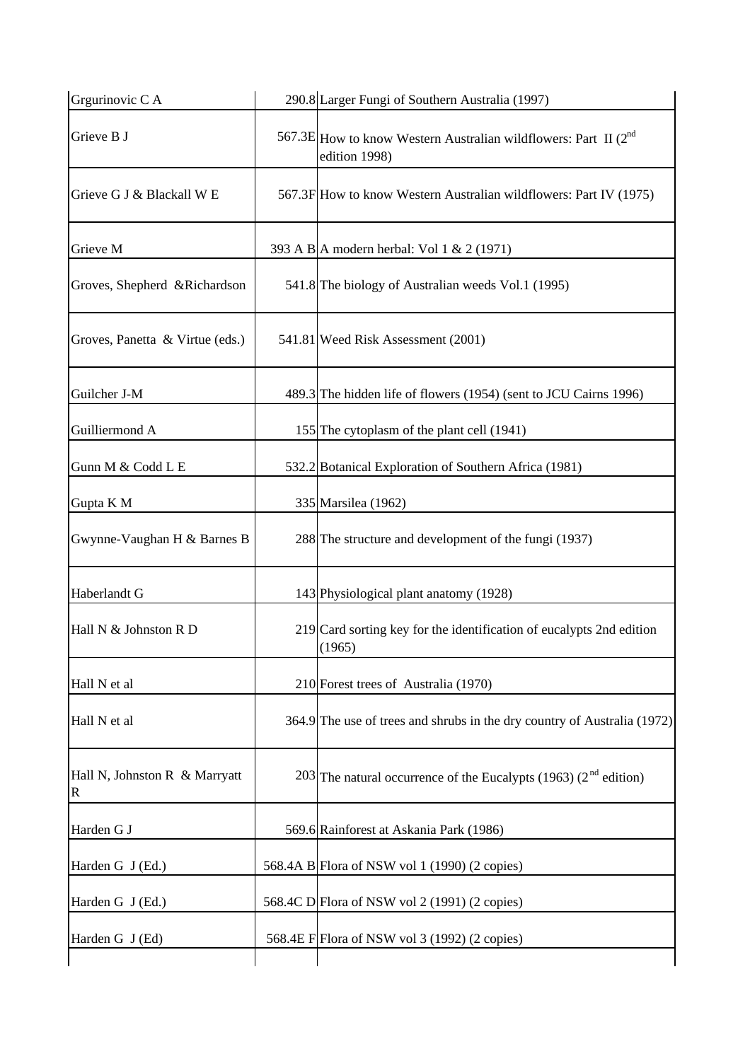| | | |
|---|---|---|
| Grgurinovic C A | 290.8 | Larger Fungi of Southern Australia (1997) |
| Grieve B J | 567.3E | How to know Western Australian wildflowers: Part II (2nd edition 1998) |
| Grieve G J & Blackall W E | 567.3F | How to know Western Australian wildflowers: Part IV (1975) |
| Grieve M | 393 A B | A modern herbal: Vol 1 & 2 (1971) |
| Groves, Shepherd &Richardson | 541.8 | The biology of Australian weeds Vol.1 (1995) |
| Groves, Panetta & Virtue (eds.) | 541.81 | Weed Risk Assessment (2001) |
| Guilcher J-M | 489.3 | The hidden life of flowers (1954) (sent to JCU Cairns 1996) |
| Guilliermond A | 155 | The cytoplasm of the plant cell (1941) |
| Gunn M & Codd L E | 532.2 | Botanical Exploration of Southern Africa (1981) |
| Gupta K M | 335 | Marsilea (1962) |
| Gwynne-Vaughan H & Barnes B | 288 | The structure and development of the fungi (1937) |
| Haberlandt G | 143 | Physiological plant anatomy (1928) |
| Hall N & Johnston R D | 219 | Card sorting key for the identification of eucalypts 2nd edition (1965) |
| Hall N et al | 210 | Forest trees of Australia (1970) |
| Hall N et al | 364.9 | The use of trees and shrubs in the dry country of Australia (1972) |
| Hall N, Johnston R & Marryatt R | 203 | The natural occurrence of the Eucalypts (1963) (2nd edition) |
| Harden G J | 569.6 | Rainforest at Askania Park (1986) |
| Harden G J (Ed.) | 568.4A B | Flora of NSW vol 1 (1990) (2 copies) |
| Harden G J (Ed.) | 568.4C D | Flora of NSW vol 2 (1991) (2 copies) |
| Harden G J (Ed) | 568.4E F | Flora of NSW vol 3 (1992) (2 copies) |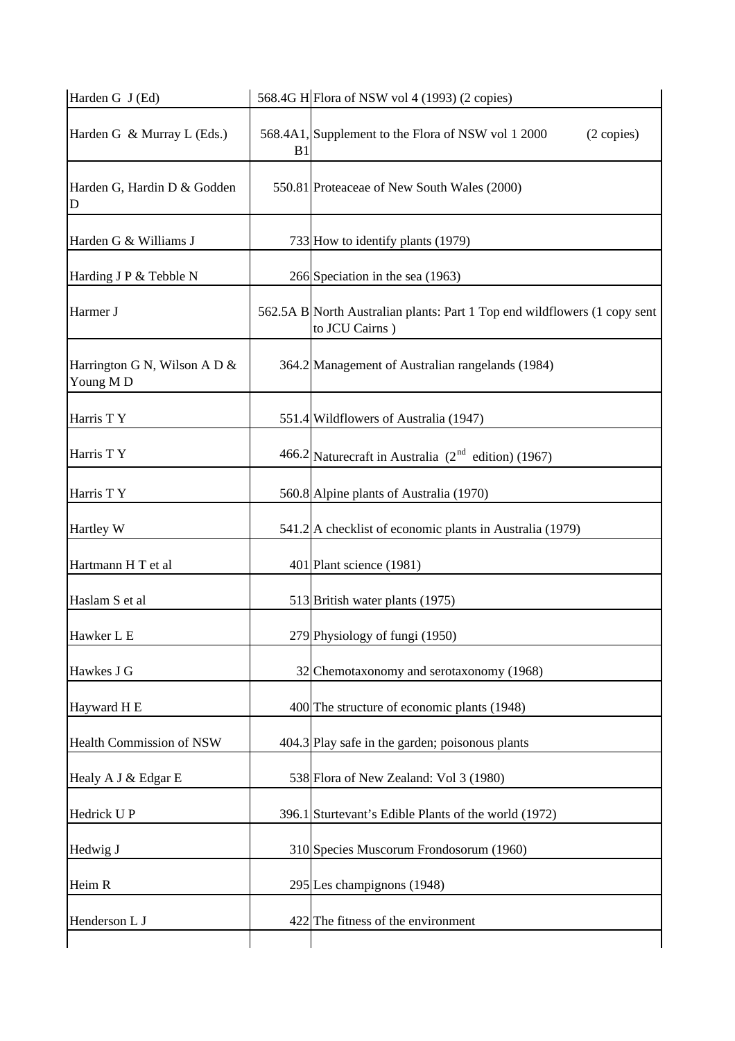| | | |
|---|---|---|
| Harden G J (Ed) | 568.4G H | Flora of NSW vol 4 (1993) (2 copies) |
| Harden G & Murray L (Eds.) | 568.4A1, B1 | Supplement to the Flora of NSW vol 1 2000 (2 copies) |
| Harden G, Hardin D & Godden D | 550.81 | Proteaceae of New South Wales (2000) |
| Harden G & Williams J | 733 | How to identify plants (1979) |
| Harding J P & Tebble N | 266 | Speciation in the sea (1963) |
| Harmer J | 562.5A B | North Australian plants: Part 1 Top end wildflowers (1 copy sent to JCU Cairns ) |
| Harrington G N, Wilson A D & Young M D | 364.2 | Management of Australian rangelands (1984) |
| Harris T Y | 551.4 | Wildflowers of Australia (1947) |
| Harris T Y | 466.2 | Naturecraft in Australia (2nd edition) (1967) |
| Harris T Y | 560.8 | Alpine plants of Australia (1970) |
| Hartley W | 541.2 | A checklist of economic plants in Australia (1979) |
| Hartmann H T et al | 401 | Plant science (1981) |
| Haslam S et al | 513 | British water plants (1975) |
| Hawker L E | 279 | Physiology of fungi (1950) |
| Hawkes J G | 32 | Chemotaxonomy and serotaxonomy (1968) |
| Hayward H E | 400 | The structure of economic plants (1948) |
| Health Commission of NSW | 404.3 | Play safe in the garden; poisonous plants |
| Healy A J & Edgar E | 538 | Flora of New Zealand: Vol 3 (1980) |
| Hedrick U P | 396.1 | Sturtevant's Edible Plants of the world (1972) |
| Hedwig J | 310 | Species Muscorum Frondosorum (1960) |
| Heim R | 295 | Les champignons (1948) |
| Henderson L J | 422 | The fitness of the environment |
| | | |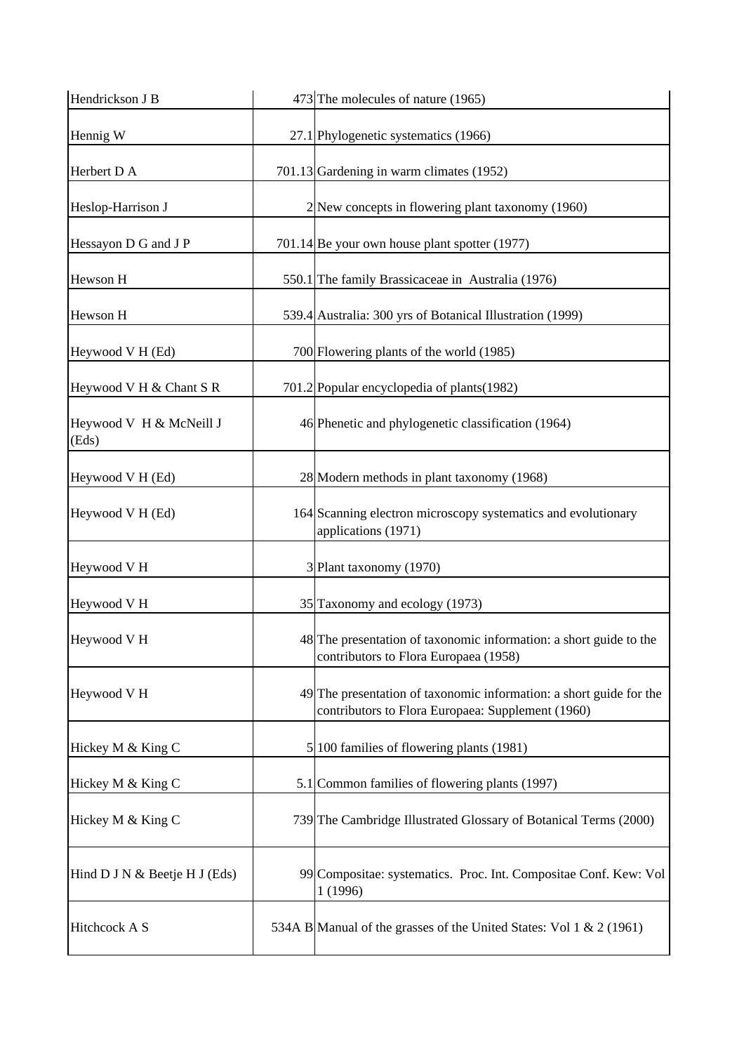| Hendrickson J B | 473 | The molecules of nature (1965) |
|---|---|---|
| Hennig W | 27.1 | Phylogenetic systematics (1966) |
| Herbert D A | 701.13 | Gardening in warm climates (1952) |
| Heslop-Harrison J | 2 | New concepts in flowering plant taxonomy (1960) |
| Hessayon D G and J P | 701.14 | Be your own house plant spotter (1977) |
| Hewson H | 550.1 | The family Brassicaceae in Australia (1976) |
| Hewson H | 539.4 | Australia: 300 yrs of Botanical Illustration (1999) |
| Heywood V H (Ed) | 700 | Flowering plants of the world (1985) |
| Heywood V H & Chant S R | 701.2 | Popular encyclopedia of plants(1982) |
| Heywood V H & McNeill J (Eds) | 46 | Phenetic and phylogenetic classification (1964) |
| Heywood V H (Ed) | 28 | Modern methods in plant taxonomy (1968) |
| Heywood V H (Ed) | 164 | Scanning electron microscopy systematics and evolutionary applications (1971) |
| Heywood V H | 3 | Plant taxonomy (1970) |
| Heywood V H | 35 | Taxonomy and ecology (1973) |
| Heywood V H | 48 | The presentation of taxonomic information: a short guide to the contributors to Flora Europaea (1958) |
| Heywood V H | 49 | The presentation of taxonomic information: a short guide for the contributors to Flora Europaea: Supplement (1960) |
| Hickey M & King C | 5 | 100 families of flowering plants (1981) |
| Hickey M & King C | 5.1 | Common families of flowering plants (1997) |
| Hickey M & King C | 739 | The Cambridge Illustrated Glossary of Botanical Terms (2000) |
| Hind D J N & Beetje H J (Eds) | 99 | Compositae: systematics. Proc. Int. Compositae Conf. Kew: Vol 1 (1996) |
| Hitchcock A S | 534A B | Manual of the grasses of the United States: Vol 1 & 2 (1961) |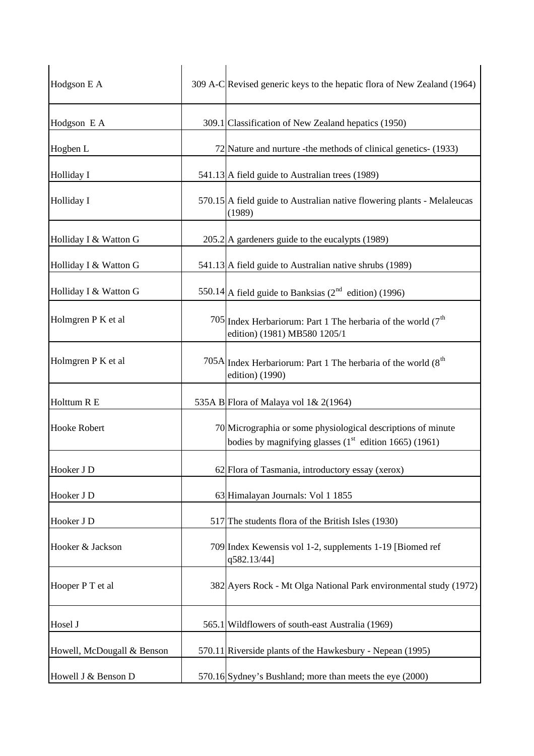| | | |
|---|---|---|
| Hodgson E A | 309 A-C | Revised generic keys to the hepatic flora of New Zealand (1964) |
| Hodgson E A | 309.1 | Classification of New Zealand hepatics (1950) |
| Hogben L | 72 | Nature and nurture -the methods of clinical genetics- (1933) |
| Holliday I | 541.13 | A field guide to Australian trees (1989) |
| Holliday I | 570.15 | A field guide to Australian native flowering plants - Melaleucas (1989) |
| Holliday I & Watton G | 205.2 | A gardeners guide to the eucalypts (1989) |
| Holliday I & Watton G | 541.13 | A field guide to Australian native shrubs (1989) |
| Holliday I & Watton G | 550.14 | A field guide to Banksias (2nd edition) (1996) |
| Holmgren P K et al | 705 | Index Herbariorum: Part 1 The herbaria of the world (7th edition) (1981) MB580 1205/1 |
| Holmgren P K et al | 705A | Index Herbariorum: Part 1 The herbaria of the world (8th edition) (1990) |
| Holttum R E | 535A B | Flora of Malaya vol 1& 2(1964) |
| Hooke Robert | 70 | Micrographia or some physiological descriptions of minute bodies by magnifying glasses (1st edition 1665) (1961) |
| Hooker J D | 62 | Flora of Tasmania, introductory essay (xerox) |
| Hooker J D | 63 | Himalayan Journals: Vol 1 1855 |
| Hooker J D | 517 | The students flora of the British Isles (1930) |
| Hooker & Jackson | 709 | Index Kewensis vol 1-2, supplements 1-19 [Biomed ref q582.13/44] |
| Hooper P T et al | 382 | Ayers Rock - Mt Olga National Park environmental study (1972) |
| Hosel J | 565.1 | Wildflowers of south-east Australia (1969) |
| Howell, McDougall & Benson | 570.11 | Riverside plants of the Hawkesbury - Nepean (1995) |
| Howell J & Benson D | 570.16 | Sydney's Bushland; more than meets the eye (2000) |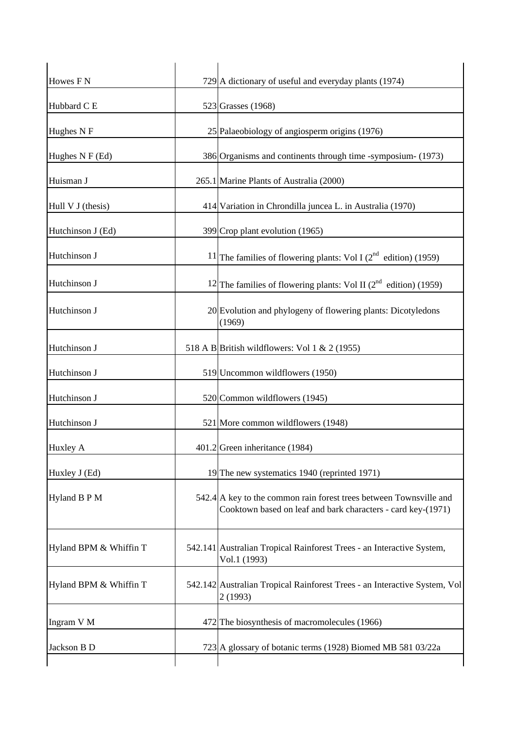| | | |
|---|---|---|
| Howes F N | 729 | A dictionary of useful and everyday plants (1974) |
| Hubbard C E | 523 | Grasses (1968) |
| Hughes N F | 25 | Palaeobiology of angiosperm origins (1976) |
| Hughes N F (Ed) | 386 | Organisms and continents through time -symposium- (1973) |
| Huisman J | 265.1 | Marine Plants of Australia (2000) |
| Hull V J (thesis) | 414 | Variation in Chrondilla juncea L. in Australia (1970) |
| Hutchinson J (Ed) | 399 | Crop plant evolution (1965) |
| Hutchinson J | 11 | The families of flowering plants: Vol I (2nd edition) (1959) |
| Hutchinson J | 12 | The families of flowering plants: Vol II (2nd edition) (1959) |
| Hutchinson J | 20 | Evolution and phylogeny of flowering plants: Dicotyledons (1969) |
| Hutchinson J | 518 A B | British wildflowers: Vol 1 & 2 (1955) |
| Hutchinson J | 519 | Uncommon wildflowers (1950) |
| Hutchinson J | 520 | Common wildflowers (1945) |
| Hutchinson J | 521 | More common wildflowers (1948) |
| Huxley A | 401.2 | Green inheritance (1984) |
| Huxley J (Ed) | 19 | The new systematics 1940 (reprinted 1971) |
| Hyland B P M | 542.4 | A key to the common rain forest trees between Townsville and Cooktown based on leaf and bark characters - card key-(1971) |
| Hyland BPM & Whiffin T | 542.141 | Australian Tropical Rainforest Trees - an Interactive System, Vol.1 (1993) |
| Hyland BPM & Whiffin T | 542.142 | Australian Tropical Rainforest Trees - an Interactive System, Vol 2 (1993) |
| Ingram V M | 472 | The biosynthesis of macromolecules (1966) |
| Jackson B D | 723 | A glossary of botanic terms (1928) Biomed MB 581 03/22a |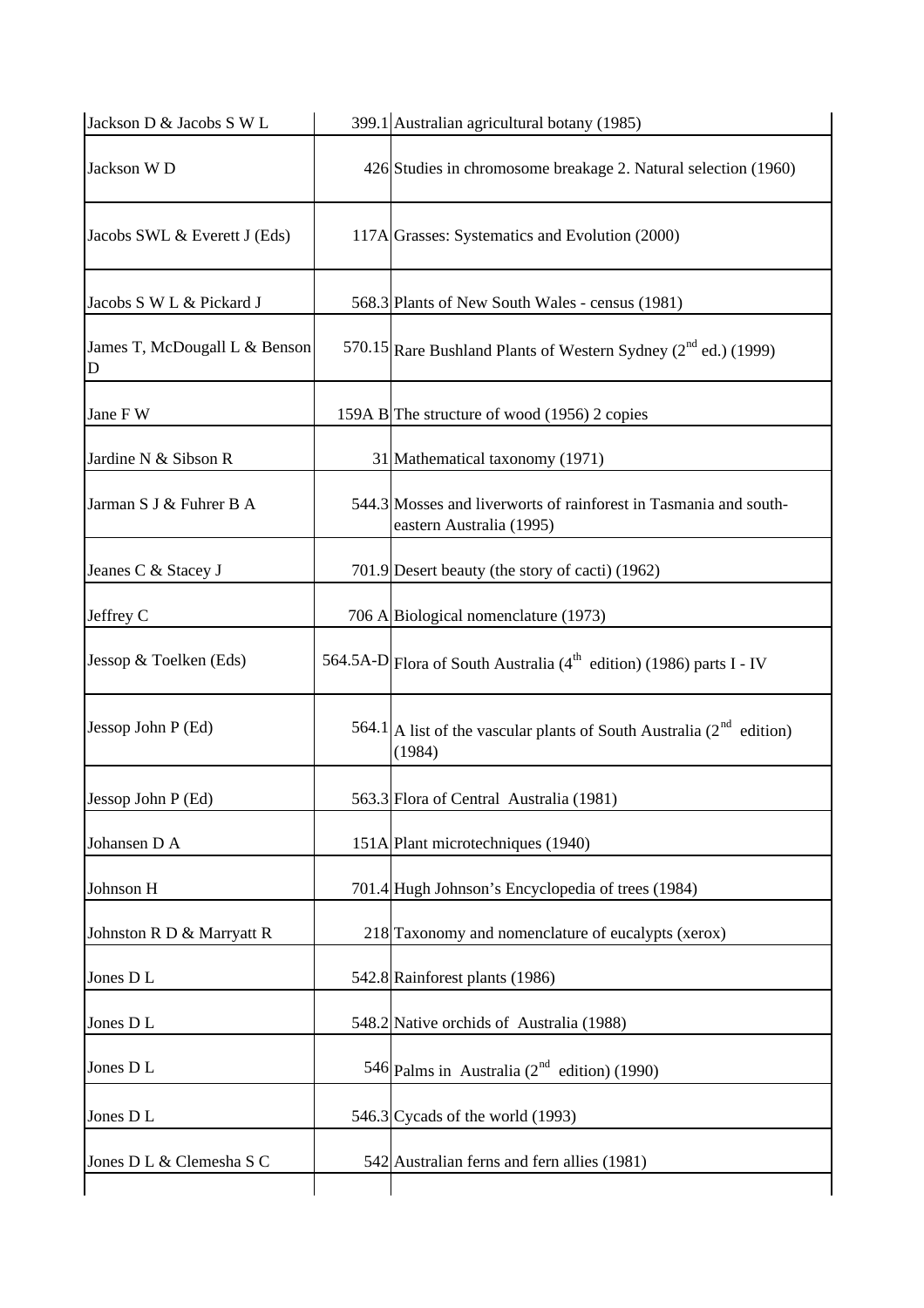| | | |
|---|---|---|
| Jackson D & Jacobs S W L | 399.1 | Australian agricultural botany (1985) |
| Jackson W D | 426 | Studies in chromosome breakage 2. Natural selection (1960) |
| Jacobs SWL & Everett J (Eds) | 117A | Grasses: Systematics and Evolution (2000) |
| Jacobs S W L & Pickard J | 568.3 | Plants of New South Wales - census (1981) |
| James T, McDougall L & Benson D | 570.15 | Rare Bushland Plants of Western Sydney (2nd ed.) (1999) |
| Jane F W | 159A B | The structure of wood (1956) 2 copies |
| Jardine N & Sibson R | 31 | Mathematical taxonomy (1971) |
| Jarman S J & Fuhrer B A | 544.3 | Mosses and liverworts of rainforest in Tasmania and south-eastern Australia (1995) |
| Jeanes C & Stacey J | 701.9 | Desert beauty (the story of cacti) (1962) |
| Jeffrey C | 706 A | Biological nomenclature (1973) |
| Jessop & Toelken (Eds) | 564.5A-D | Flora of South Australia (4th edition) (1986) parts I - IV |
| Jessop John P (Ed) | 564.1 | A list of the vascular plants of South Australia (2nd edition) (1984) |
| Jessop John P (Ed) | 563.3 | Flora of Central Australia (1981) |
| Johansen D A | 151A | Plant microtechniques (1940) |
| Johnson H | 701.4 | Hugh Johnson's Encyclopedia of trees (1984) |
| Johnston R D & Marryatt R | 218 | Taxonomy and nomenclature of eucalypts (xerox) |
| Jones D L | 542.8 | Rainforest plants (1986) |
| Jones D L | 548.2 | Native orchids of Australia (1988) |
| Jones D L | 546 | Palms in Australia (2nd edition) (1990) |
| Jones D L | 546.3 | Cycads of the world (1993) |
| Jones D L & Clemesha S C | 542 | Australian ferns and fern allies (1981) |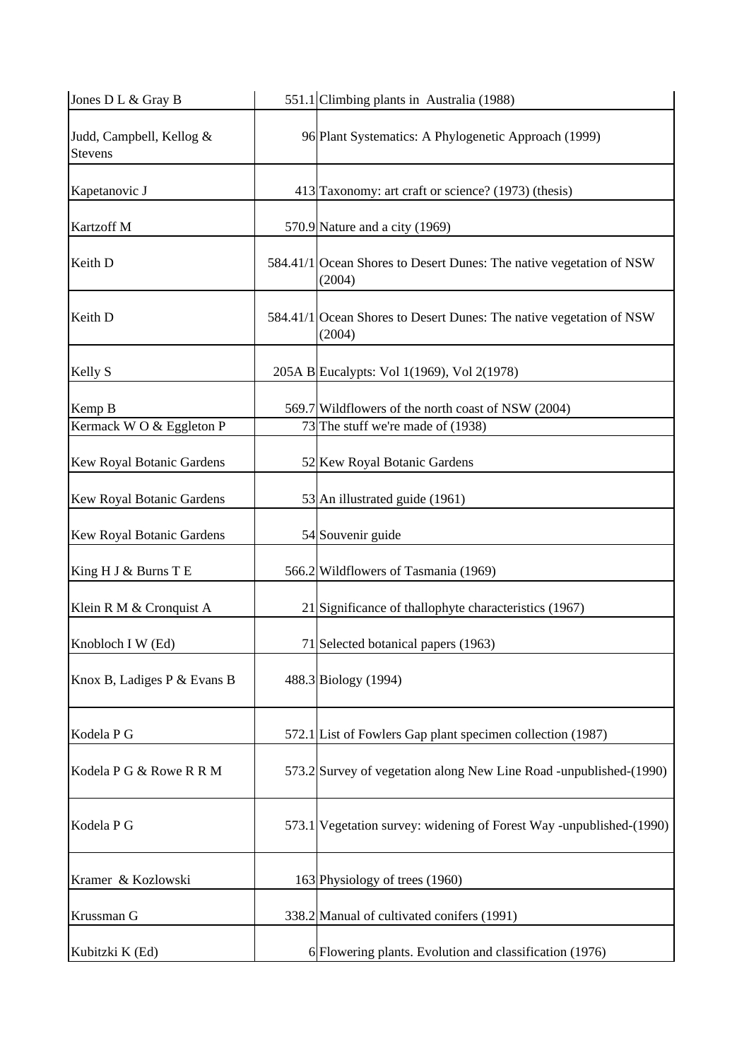| | | |
|---|---|---|
| Jones D L & Gray B | 551.1 | Climbing plants in Australia (1988) |
| Judd, Campbell, Kellog & Stevens | 96 | Plant Systematics: A Phylogenetic Approach (1999) |
| Kapetanovic J | 413 | Taxonomy: art craft or science? (1973) (thesis) |
| Kartzoff M | 570.9 | Nature and a city (1969) |
| Keith D | 584.41/1 | Ocean Shores to Desert Dunes: The native vegetation of NSW (2004) |
| Keith D | 584.41/1 | Ocean Shores to Desert Dunes: The native vegetation of NSW (2004) |
| Kelly S | 205A B | Eucalypts: Vol 1(1969), Vol 2(1978) |
| Kemp B | 569.7 | Wildflowers of the north coast of NSW (2004) |
| Kermack W O & Eggleton P | 73 | The stuff we're made of (1938) |
| Kew Royal Botanic Gardens | 52 | Kew Royal Botanic Gardens |
| Kew Royal Botanic Gardens | 53 | An illustrated guide (1961) |
| Kew Royal Botanic Gardens | 54 | Souvenir guide |
| King H J & Burns T E | 566.2 | Wildflowers of Tasmania (1969) |
| Klein R M & Cronquist A | 21 | Significance of thallophyte characteristics (1967) |
| Knobloch I W (Ed) | 71 | Selected botanical papers (1963) |
| Knox B, Ladiges P & Evans B | 488.3 | Biology (1994) |
| Kodela P G | 572.1 | List of Fowlers Gap plant specimen collection (1987) |
| Kodela P G & Rowe R R M | 573.2 | Survey of vegetation along New Line Road -unpublished-(1990) |
| Kodela P G | 573.1 | Vegetation survey: widening of Forest Way -unpublished-(1990) |
| Kramer & Kozlowski | 163 | Physiology of trees (1960) |
| Krussman G | 338.2 | Manual of cultivated conifers (1991) |
| Kubitzki K (Ed) | 6 | Flowering plants. Evolution and classification (1976) |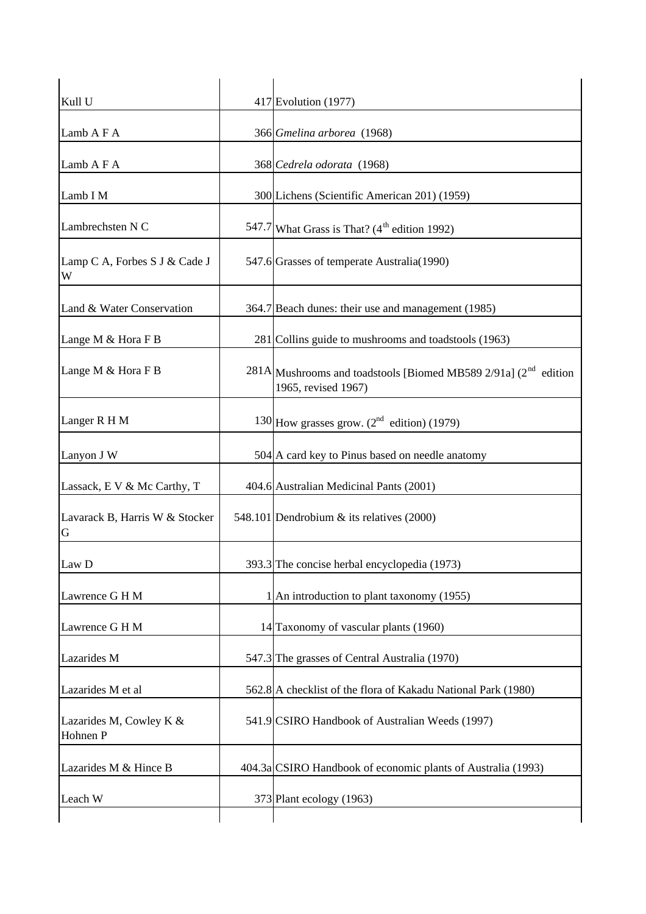| | | |
|---|---|---|
| Kull U | 417 | Evolution (1977) |
| Lamb A F A | 366 | *Gmelina arborea* (1968) |
| Lamb A F A | 368 | *Cedrela odorata* (1968) |
| Lamb I M | 300 | Lichens (Scientific American 201) (1959) |
| Lambrechsten N C | 547.7 | What Grass is That? (4th edition 1992) |
| Lamp C A, Forbes S J & Cade J W | 547.6 | Grasses of temperate Australia(1990) |
| Land & Water Conservation | 364.7 | Beach dunes: their use and management (1985) |
| Lange M & Hora F B | 281 | Collins guide to mushrooms and toadstools (1963) |
| Lange M & Hora F B | 281A | Mushrooms and toadstools [Biomed MB589 2/91a] (2nd edition 1965, revised 1967) |
| Langer R H M | 130 | How grasses grow. (2nd edition) (1979) |
| Lanyon J W | 504 | A card key to Pinus based on needle anatomy |
| Lassack, E V & Mc Carthy, T | 404.6 | Australian Medicinal Pants (2001) |
| Lavarack B, Harris W & Stocker G | 548.101 | Dendrobium & its relatives (2000) |
| Law D | 393.3 | The concise herbal encyclopedia (1973) |
| Lawrence G H M | 1 | An introduction to plant taxonomy (1955) |
| Lawrence G H M | 14 | Taxonomy of vascular plants (1960) |
| Lazarides M | 547.3 | The grasses of Central Australia (1970) |
| Lazarides M et al | 562.8 | A checklist of the flora of Kakadu National Park (1980) |
| Lazarides M, Cowley K & Hohnen P | 541.9 | CSIRO Handbook of Australian Weeds (1997) |
| Lazarides M & Hince B | 404.3a | CSIRO Handbook of economic plants of Australia (1993) |
| Leach W | 373 | Plant ecology (1963) |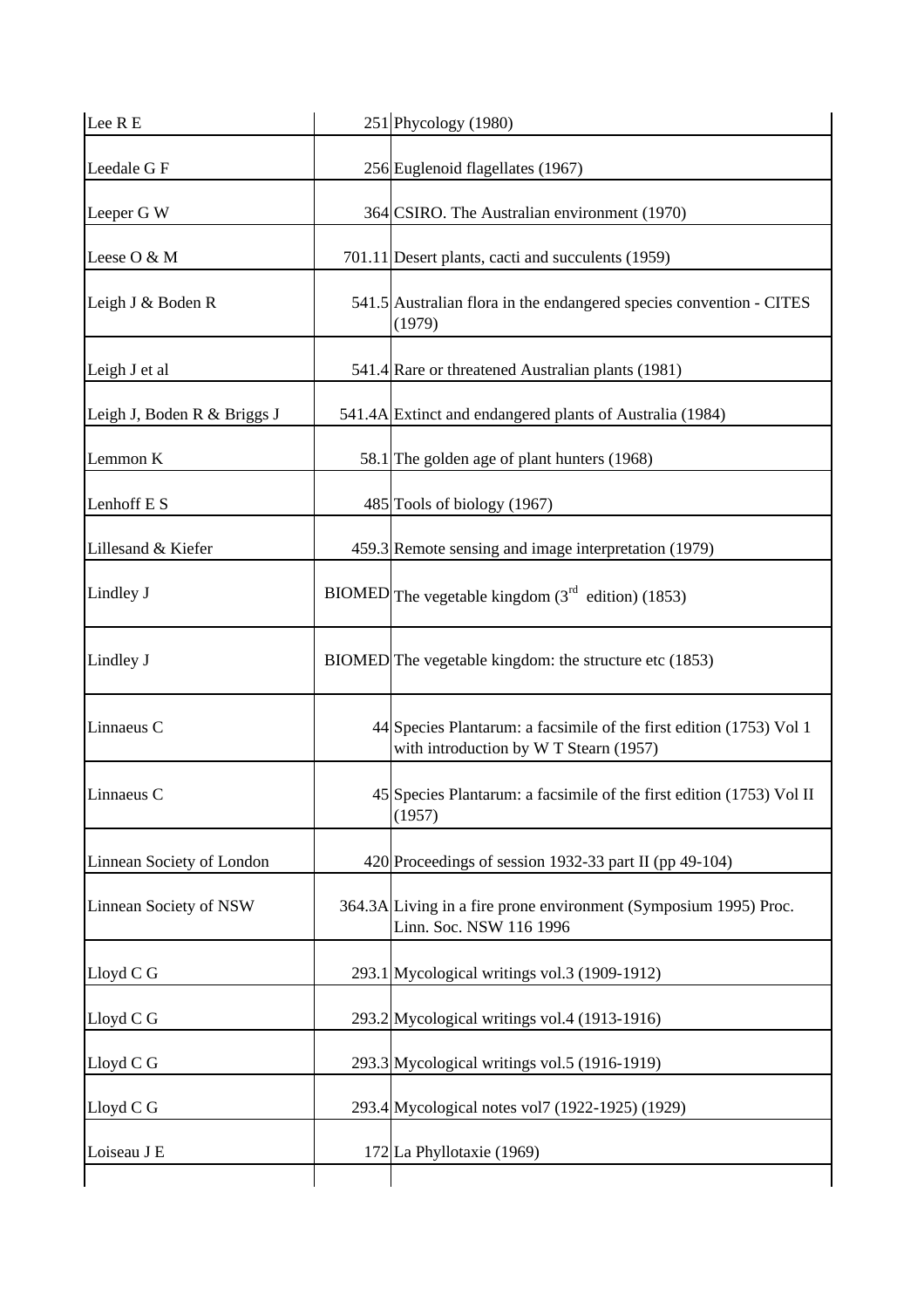| | | |
|---|---|---|
| Lee R E | 251 | Phycology (1980) |
| Leedale G F | 256 | Euglenoid flagellates (1967) |
| Leeper G W | 364 | CSIRO. The Australian environment (1970) |
| Leese O & M | 701.11 | Desert plants, cacti and succulents (1959) |
| Leigh J & Boden R | 541.5 | Australian flora in the endangered species convention - CITES (1979) |
| Leigh J et al | 541.4 | Rare or threatened Australian plants (1981) |
| Leigh J, Boden R & Briggs J | 541.4A | Extinct and endangered plants of Australia (1984) |
| Lemmon K | 58.1 | The golden age of plant hunters (1968) |
| Lenhoff E S | 485 | Tools of biology (1967) |
| Lillesand & Kiefer | 459.3 | Remote sensing and image interpretation (1979) |
| Lindley J | BIOMED | The vegetable kingdom (3rd edition) (1853) |
| Lindley J | BIOMED | The vegetable kingdom: the structure etc (1853) |
| Linnaeus C | 44 | Species Plantarum: a facsimile of the first edition (1753) Vol 1 with introduction by W T Stearn (1957) |
| Linnaeus C | 45 | Species Plantarum: a facsimile of the first edition (1753) Vol II (1957) |
| Linnean Society of London | 420 | Proceedings of session 1932-33 part II (pp 49-104) |
| Linnean Society of NSW | 364.3A | Living in a fire prone environment (Symposium 1995) Proc. Linn. Soc. NSW 116 1996 |
| Lloyd C G | 293.1 | Mycological writings vol.3 (1909-1912) |
| Lloyd C G | 293.2 | Mycological writings vol.4 (1913-1916) |
| Lloyd C G | 293.3 | Mycological writings vol.5 (1916-1919) |
| Lloyd C G | 293.4 | Mycological notes vol7 (1922-1925) (1929) |
| Loiseau J E | 172 | La Phyllotaxie (1969) |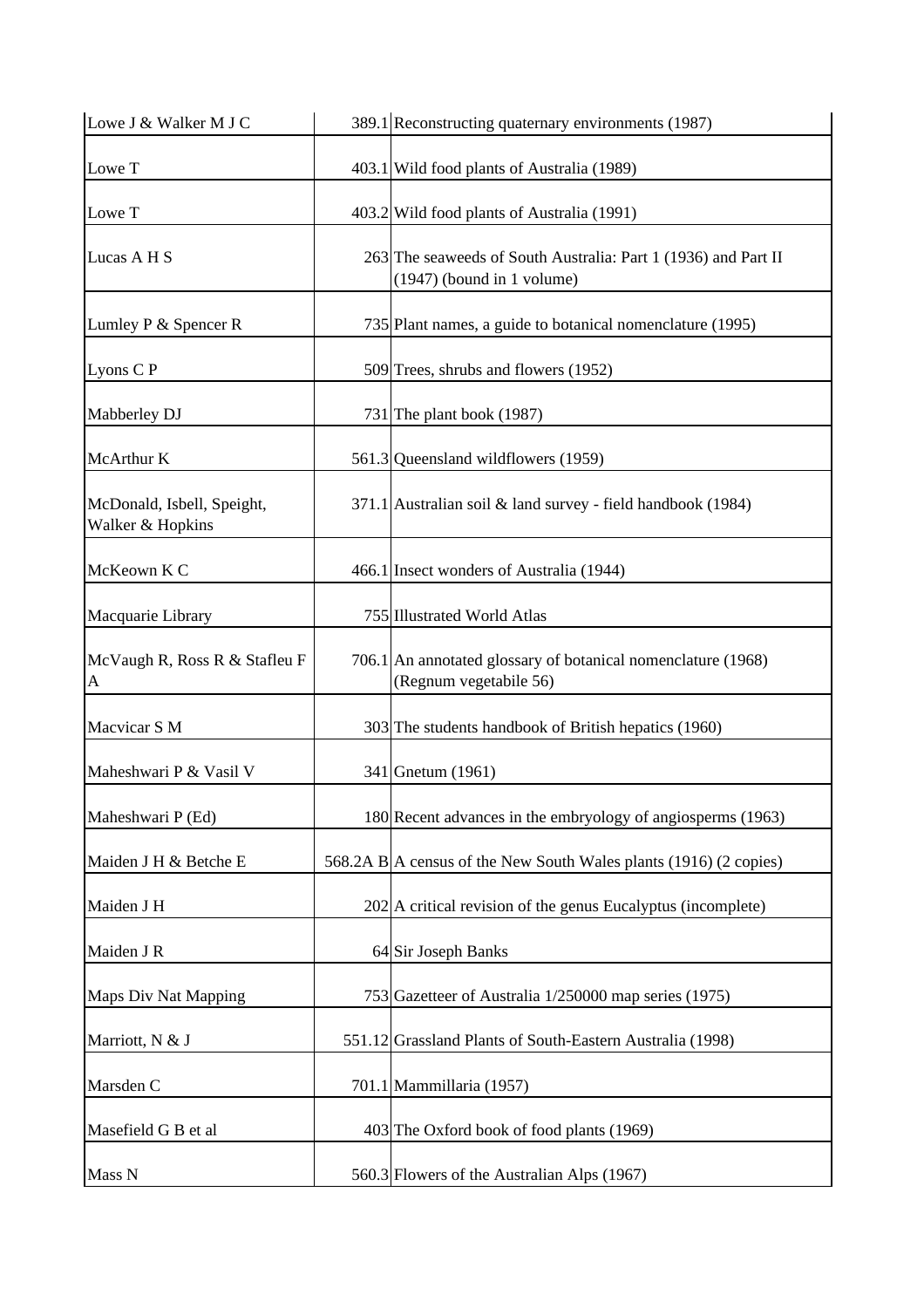| | | |
|---|---|---|
| Lowe J & Walker M J C | 389.1 | Reconstructing quaternary environments (1987) |
| Lowe T | 403.1 | Wild food plants of Australia (1989) |
| Lowe T | 403.2 | Wild food plants of Australia (1991) |
| Lucas A H S | 263 | The seaweeds of South Australia: Part 1 (1936) and Part II (1947) (bound in 1 volume) |
| Lumley P & Spencer R | 735 | Plant names, a guide to botanical nomenclature (1995) |
| Lyons C P | 509 | Trees, shrubs and flowers (1952) |
| Mabberley DJ | 731 | The plant book (1987) |
| McArthur K | 561.3 | Queensland wildflowers (1959) |
| McDonald, Isbell, Speight, Walker & Hopkins | 371.1 | Australian soil & land survey - field handbook (1984) |
| McKeown K C | 466.1 | Insect wonders of Australia (1944) |
| Macquarie Library | 755 | Illustrated World Atlas |
| McVaugh R, Ross R & Stafleu F A | 706.1 | An annotated glossary of botanical nomenclature (1968) (Regnum vegetabile 56) |
| Macvicar S M | 303 | The students handbook of British hepatics (1960) |
| Maheshwari P & Vasil V | 341 | Gnetum (1961) |
| Maheshwari P (Ed) | 180 | Recent advances in the embryology of angiosperms (1963) |
| Maiden J H & Betche E | 568.2A B | A census of the New South Wales plants (1916) (2 copies) |
| Maiden J H | 202 | A critical revision of the genus Eucalyptus (incomplete) |
| Maiden J R | 64 | Sir Joseph Banks |
| Maps Div Nat Mapping | 753 | Gazetteer of Australia 1/250000 map series (1975) |
| Marriott, N & J | 551.12 | Grassland Plants of South-Eastern Australia (1998) |
| Marsden C | 701.1 | Mammillaria (1957) |
| Masefield G B et al | 403 | The Oxford book of food plants (1969) |
| Mass N | 560.3 | Flowers of the Australian Alps (1967) |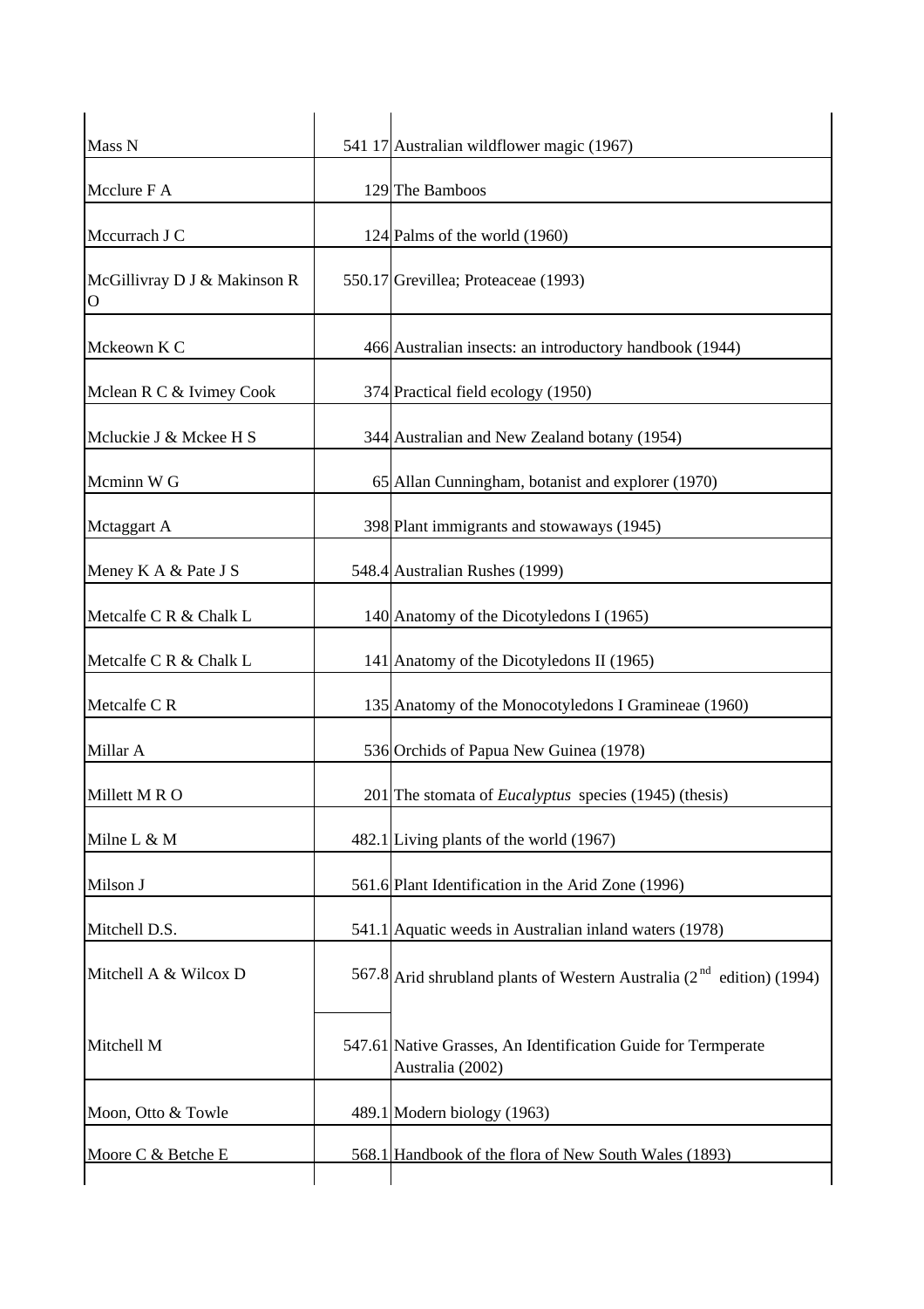| | | |
|---|---|---|
| Mass N | 541 17 | Australian wildflower magic (1967) |
| Mcclure F A | 129 | The Bamboos |
| Mccurrach J C | 124 | Palms of the world (1960) |
| McGillivray D J & Makinson R O | 550.17 | Grevillea; Proteaceae (1993) |
| Mckeown K C | 466 | Australian insects: an introductory handbook (1944) |
| Mclean R C & Ivimey Cook | 374 | Practical field ecology (1950) |
| Mcluckie J & Mckee H S | 344 | Australian and New Zealand botany (1954) |
| Mcminn W G | 65 | Allan Cunningham, botanist and explorer (1970) |
| Mctaggart A | 398 | Plant immigrants and stowaways (1945) |
| Meney K A & Pate J S | 548.4 | Australian Rushes (1999) |
| Metcalfe C R & Chalk L | 140 | Anatomy of the Dicotyledons I (1965) |
| Metcalfe C R & Chalk L | 141 | Anatomy of the Dicotyledons II (1965) |
| Metcalfe C R | 135 | Anatomy of the Monocotyledons I Gramineae (1960) |
| Millar A | 536 | Orchids of Papua New Guinea (1978) |
| Millett M R O | 201 | The stomata of *Eucalyptus* species (1945) (thesis) |
| Milne L & M | 482.1 | Living plants of the world (1967) |
| Milson J | 561.6 | Plant Identification in the Arid Zone (1996) |
| Mitchell D.S. | 541.1 | Aquatic weeds in Australian inland waters (1978) |
| Mitchell A & Wilcox D | 567.8 | Arid shrubland plants of Western Australia (2nd edition) (1994) |
| Mitchell M | 547.61 | Native Grasses, An Identification Guide for Termperate Australia (2002) |
| Moon, Otto & Towle | 489.1 | Modern biology (1963) |
| Moore C & Betche E | 568.1 | Handbook of the flora of New South Wales (1893) |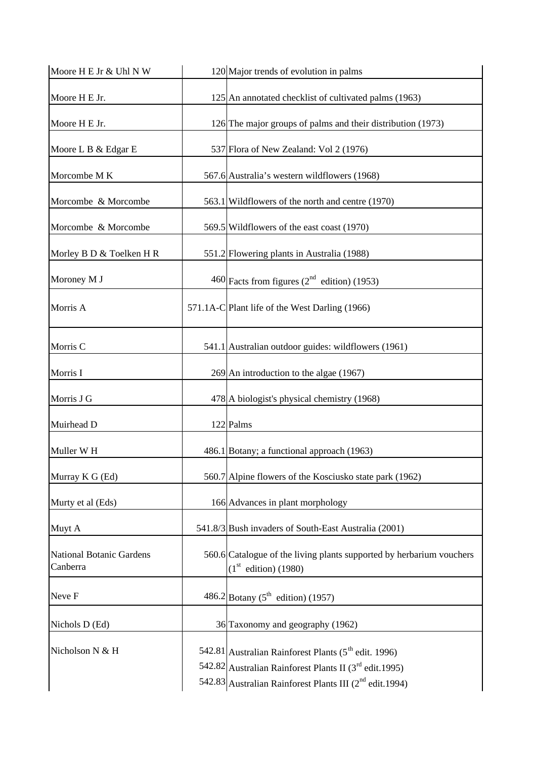| | | |
|---|---|---|
| Moore H E Jr & Uhl N W | 120 | Major trends of evolution in palms |
| Moore H E Jr. | 125 | An annotated checklist of cultivated palms (1963) |
| Moore H E Jr. | 126 | The major groups of palms and their distribution (1973) |
| Moore L B & Edgar E | 537 | Flora of New Zealand: Vol 2 (1976) |
| Morcombe M K | 567.6 | Australia's western wildflowers (1968) |
| Morcombe & Morcombe | 563.1 | Wildflowers of the north and centre (1970) |
| Morcombe & Morcombe | 569.5 | Wildflowers of the east coast (1970) |
| Morley B D & Toelken H R | 551.2 | Flowering plants in Australia (1988) |
| Moroney M J | 460 | Facts from figures (2nd edition) (1953) |
| Morris A | 571.1A-C | Plant life of the West Darling (1966) |
| Morris C | 541.1 | Australian outdoor guides: wildflowers (1961) |
| Morris I | 269 | An introduction to the algae (1967) |
| Morris J G | 478 | A biologist's physical chemistry (1968) |
| Muirhead D | 122 | Palms |
| Muller W H | 486.1 | Botany; a functional approach (1963) |
| Murray K G (Ed) | 560.7 | Alpine flowers of the Kosciusko state park (1962) |
| Murty et al (Eds) | 166 | Advances in plant morphology |
| Muyt A | 541.8/3 | Bush invaders of South-East Australia (2001) |
| National Botanic Gardens Canberra | 560.6 | Catalogue of the living plants supported by herbarium vouchers (1st edition) (1980) |
| Neve F | 486.2 | Botany (5th edition) (1957) |
| Nichols D (Ed) | 36 | Taxonomy and geography (1962) |
| Nicholson N & H | 542.81 | Australian Rainforest Plants (5th edit. 1996) |
| | 542.82 | Australian Rainforest Plants II (3rd edit.1995) |
| | 542.83 | Australian Rainforest Plants III (2nd edit.1994) |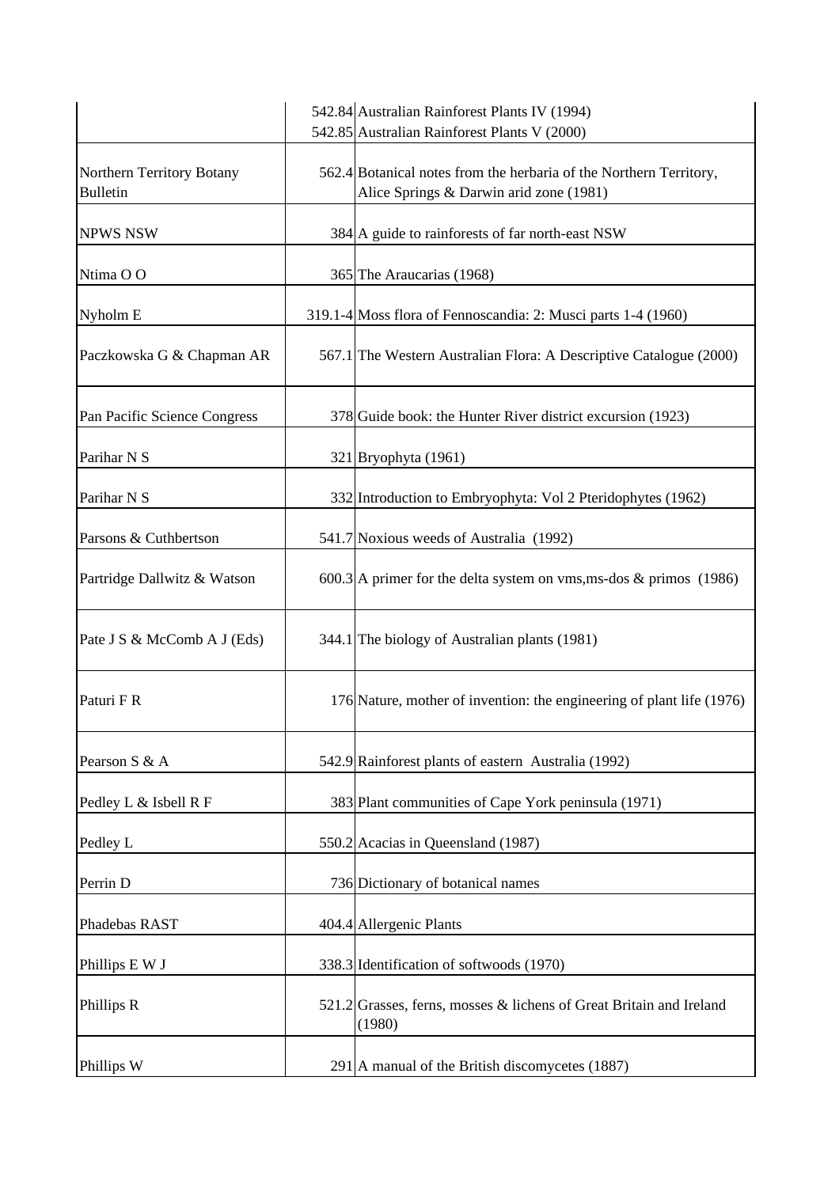| | | |
|---|---|---|
| | 542.84 | Australian Rainforest Plants IV (1994) |
| | 542.85 | Australian Rainforest Plants V (2000) |
| Northern Territory Botany Bulletin | 562.4 | Botanical notes from the herbaria of the Northern Territory, Alice Springs & Darwin arid zone (1981) |
| NPWS NSW | 384 | A guide to rainforests of far north-east NSW |
| Ntima O O | 365 | The Araucarias (1968) |
| Nyholm E | 319.1-4 | Moss flora of Fennoscandia: 2: Musci parts 1-4 (1960) |
| Paczkowska G & Chapman AR | 567.1 | The Western Australian Flora: A Descriptive Catalogue (2000) |
| Pan Pacific Science Congress | 378 | Guide book: the Hunter River district excursion (1923) |
| Parihar N S | 321 | Bryophyta (1961) |
| Parihar N S | 332 | Introduction to Embryophyta: Vol 2 Pteridophytes (1962) |
| Parsons & Cuthbertson | 541.7 | Noxious weeds of Australia (1992) |
| Partridge Dallwitz & Watson | 600.3 | A primer for the delta system on vms,ms-dos & primos (1986) |
| Pate J S & McComb A J (Eds) | 344.1 | The biology of Australian plants (1981) |
| Paturi F R | 176 | Nature, mother of invention: the engineering of plant life (1976) |
| Pearson S & A | 542.9 | Rainforest plants of eastern Australia (1992) |
| Pedley L & Isbell R F | 383 | Plant communities of Cape York peninsula (1971) |
| Pedley L | 550.2 | Acacias in Queensland (1987) |
| Perrin D | 736 | Dictionary of botanical names |
| Phadebas RAST | 404.4 | Allergenic Plants |
| Phillips E W J | 338.3 | Identification of softwoods (1970) |
| Phillips R | 521.2 | Grasses, ferns, mosses & lichens of Great Britain and Ireland (1980) |
| Phillips W | 291 | A manual of the British discomycetes (1887) |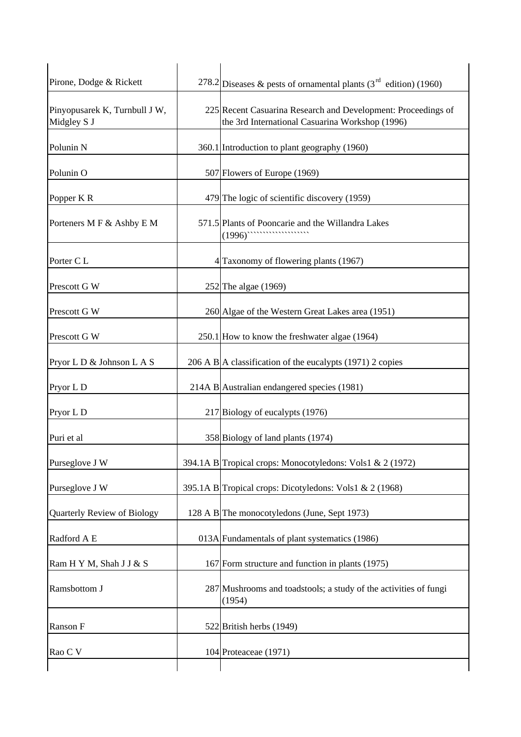| | | |
|---|---|---|
| Pirone, Dodge & Rickett | 278.2 | Diseases & pests of ornamental plants (3rd edition) (1960) |
| Pinyopusarek K, Turnbull J W, Midgley S J | 225 | Recent Casuarina Research and Development: Proceedings of the 3rd International Casuarina Workshop (1996) |
| Polunin N | 360.1 | Introduction to plant geography (1960) |
| Polunin O | 507 | Flowers of Europe (1969) |
| Popper K R | 479 | The logic of scientific discovery (1959) |
| Porteners M F & Ashby E M | 571.5 | Plants of Pooncarie and the Willandra Lakes (1996)`````````````````````` |
| Porter C L | 4 | Taxonomy of flowering plants (1967) |
| Prescott G W | 252 | The algae (1969) |
| Prescott G W | 260 | Algae of the Western Great Lakes area (1951) |
| Prescott G W | 250.1 | How to know the freshwater algae (1964) |
| Pryor L D & Johnson L A S | 206 A B | A classification of the eucalypts (1971) 2 copies |
| Pryor L D | 214A B | Australian endangered species (1981) |
| Pryor L D | 217 | Biology of eucalypts (1976) |
| Puri et al | 358 | Biology of land plants (1974) |
| Purseglove J W | 394.1A B | Tropical crops: Monocotyledons: Vols1 & 2 (1972) |
| Purseglove J W | 395.1A B | Tropical crops: Dicotyledons: Vols1 & 2 (1968) |
| Quarterly Review of Biology | 128 A B | The monocotyledons (June, Sept 1973) |
| Radford A E | 013A | Fundamentals of plant systematics (1986) |
| Ram H Y M, Shah J J & S | 167 | Form structure and function in plants (1975) |
| Ramsbottom J | 287 | Mushrooms and toadstools; a study of the activities of fungi (1954) |
| Ranson F | 522 | British herbs (1949) |
| Rao C V | 104 | Proteaceae (1971) |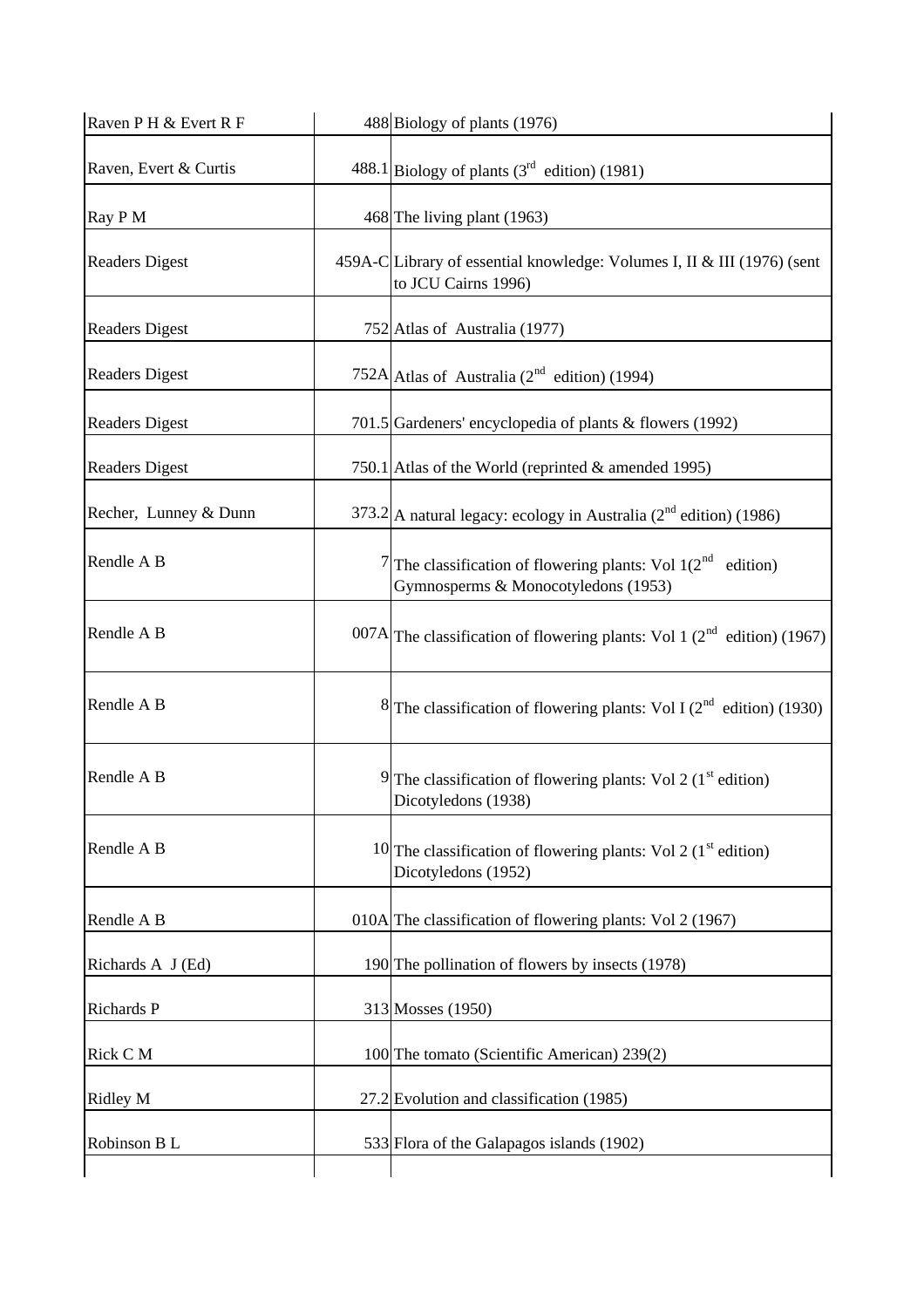| | | |
|---|---|---|
| Raven P H & Evert R F | 488 | Biology of plants (1976) |
| Raven, Evert & Curtis | 488.1 | Biology of plants (3rd edition) (1981) |
| Ray P M | 468 | The living plant (1963) |
| Readers Digest | 459A-C | Library of essential knowledge: Volumes I, II & III (1976) (sent to JCU Cairns 1996) |
| Readers Digest | 752 | Atlas of Australia (1977) |
| Readers Digest | 752A | Atlas of Australia (2nd edition) (1994) |
| Readers Digest | 701.5 | Gardeners' encyclopedia of plants & flowers (1992) |
| Readers Digest | 750.1 | Atlas of the World (reprinted & amended 1995) |
| Recher, Lunney & Dunn | 373.2 | A natural legacy: ecology in Australia (2nd edition) (1986) |
| Rendle A B | 7 | The classification of flowering plants: Vol 1(2nd edition) Gymnosperms & Monocotyledons (1953) |
| Rendle A B | 007A | The classification of flowering plants: Vol 1 (2nd edition) (1967) |
| Rendle A B | 8 | The classification of flowering plants: Vol I (2nd edition) (1930) |
| Rendle A B | 9 | The classification of flowering plants: Vol 2 (1st edition) Dicotyledons (1938) |
| Rendle A B | 10 | The classification of flowering plants: Vol 2 (1st edition) Dicotyledons (1952) |
| Rendle A B | 010A | The classification of flowering plants: Vol 2 (1967) |
| Richards A J (Ed) | 190 | The pollination of flowers by insects (1978) |
| Richards P | 313 | Mosses (1950) |
| Rick C M | 100 | The tomato (Scientific American) 239(2) |
| Ridley M | 27.2 | Evolution and classification (1985) |
| Robinson B L | 533 | Flora of the Galapagos islands (1902) |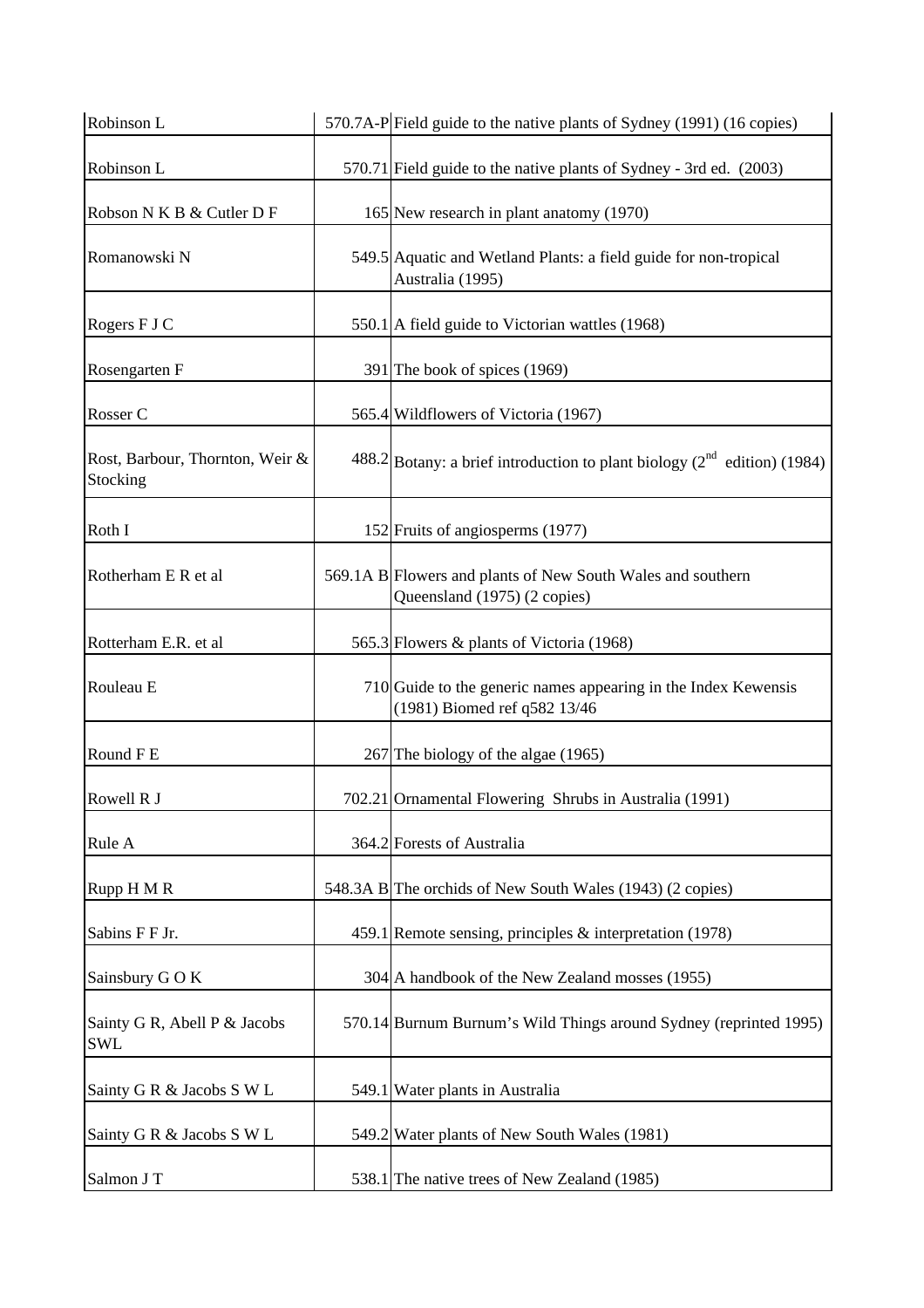| Robinson L | 570.7A-P | Field guide to the native plants of Sydney (1991) (16 copies) |
|---|---|---|
| Robinson L | 570.71 | Field guide to the native plants of Sydney - 3rd ed. (2003) |
| Robson N K B & Cutler D F | 165 | New research in plant anatomy (1970) |
| Romanowski N | 549.5 | Aquatic and Wetland Plants: a field guide for non-tropical Australia (1995) |
| Rogers F J C | 550.1 | A field guide to Victorian wattles (1968) |
| Rosengarten F | 391 | The book of spices (1969) |
| Rosser C | 565.4 | Wildflowers of Victoria (1967) |
| Rost, Barbour, Thornton, Weir & Stocking | 488.2 | Botany: a brief introduction to plant biology (2nd edition) (1984) |
| Roth I | 152 | Fruits of angiosperms (1977) |
| Rotherham E R et al | 569.1A B | Flowers and plants of New South Wales and southern Queensland (1975) (2 copies) |
| Rotterham E.R. et al | 565.3 | Flowers & plants of Victoria (1968) |
| Rouleau E | 710 | Guide to the generic names appearing in the Index Kewensis (1981) Biomed ref q582 13/46 |
| Round F E | 267 | The biology of the algae (1965) |
| Rowell R J | 702.21 | Ornamental Flowering Shrubs in Australia (1991) |
| Rule A | 364.2 | Forests of Australia |
| Rupp H M R | 548.3A B | The orchids of New South Wales (1943) (2 copies) |
| Sabins F F Jr. | 459.1 | Remote sensing, principles & interpretation (1978) |
| Sainsbury G O K | 304 | A handbook of the New Zealand mosses (1955) |
| Sainty G R, Abell P & Jacobs SWL | 570.14 | Burnum Burnum's Wild Things around Sydney (reprinted 1995) |
| Sainty G R & Jacobs S W L | 549.1 | Water plants in Australia |
| Sainty G R & Jacobs S W L | 549.2 | Water plants of New South Wales (1981) |
| Salmon J T | 538.1 | The native trees of New Zealand (1985) |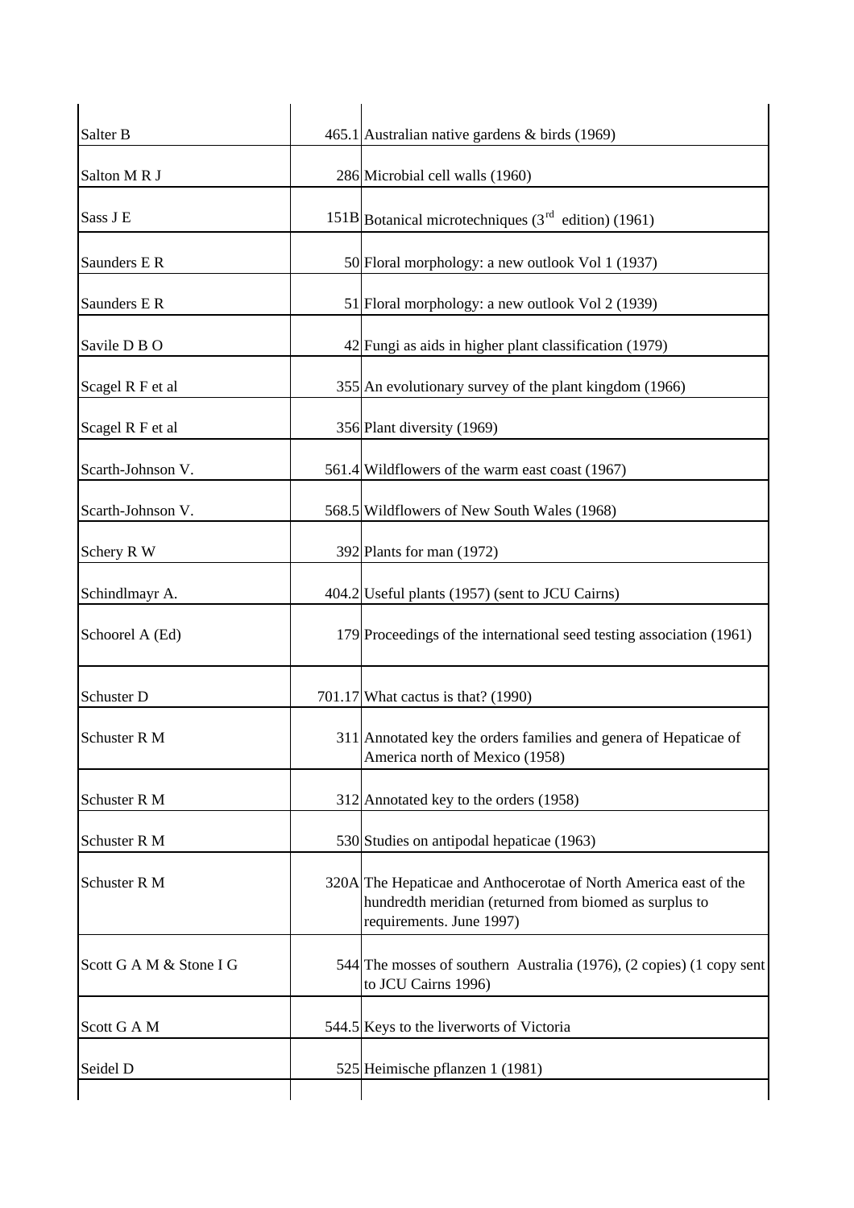| | | |
|---|---|---|
| Salter B | 465.1 | Australian native gardens & birds (1969) |
| Salton M R J | 286 | Microbial cell walls (1960) |
| Sass J E | 151B | Botanical microtechniques (3rd edition) (1961) |
| Saunders E R | 50 | Floral morphology: a new outlook Vol 1 (1937) |
| Saunders E R | 51 | Floral morphology: a new outlook Vol 2 (1939) |
| Savile D B O | 42 | Fungi as aids in higher plant classification (1979) |
| Scagel R F et al | 355 | An evolutionary survey of the plant kingdom (1966) |
| Scagel R F et al | 356 | Plant diversity (1969) |
| Scarth-Johnson V. | 561.4 | Wildflowers of the warm east coast (1967) |
| Scarth-Johnson V. | 568.5 | Wildflowers of New South Wales (1968) |
| Schery R W | 392 | Plants for man (1972) |
| Schindlmayr A. | 404.2 | Useful plants (1957) (sent to JCU Cairns) |
| Schoorel A (Ed) | 179 | Proceedings of the international seed testing association (1961) |
| Schuster D | 701.17 | What cactus is that? (1990) |
| Schuster R M | 311 | Annotated key the orders families and genera of Hepaticae of America north of Mexico (1958) |
| Schuster R M | 312 | Annotated key to the orders (1958) |
| Schuster R M | 530 | Studies on antipodal hepaticae (1963) |
| Schuster R M | 320A | The Hepaticae and Anthocerotae of North America east of the hundredth meridian (returned from biomed as surplus to requirements. June 1997) |
| Scott G A M & Stone I G | 544 | The mosses of southern Australia (1976), (2 copies) (1 copy sent to JCU Cairns 1996) |
| Scott G A M | 544.5 | Keys to the liverworts of Victoria |
| Seidel D | 525 | Heimische pflanzen 1 (1981) |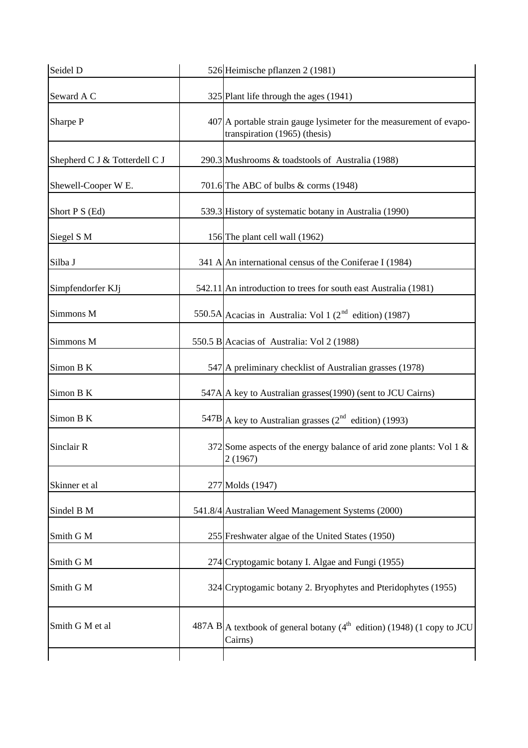| | | |
|---|---|---|
| Seidel D | 526 | Heimische pflanzen 2 (1981) |
| Seward A C | 325 | Plant life through the ages (1941) |
| Sharpe P | 407 | A portable strain gauge lysimeter for the measurement of evapo-transpiration (1965) (thesis) |
| Shepherd C J & Totterdell C J | 290.3 | Mushrooms & toadstools of Australia (1988) |
| Shewell-Cooper W E. | 701.6 | The ABC of bulbs & corms (1948) |
| Short P S (Ed) | 539.3 | History of systematic botany in Australia (1990) |
| Siegel S M | 156 | The plant cell wall (1962) |
| Silba J | 341 A | An international census of the Coniferae I (1984) |
| Simpfendorfer KJj | 542.11 | An introduction to trees for south east Australia (1981) |
| Simmons M | 550.5A | Acacias in Australia: Vol 1 (2nd edition) (1987) |
| Simmons M | 550.5 B | Acacias of Australia: Vol 2 (1988) |
| Simon B K | 547 | A preliminary checklist of Australian grasses (1978) |
| Simon B K | 547A | A key to Australian grasses(1990) (sent to JCU Cairns) |
| Simon B K | 547B | A key to Australian grasses (2nd edition) (1993) |
| Sinclair R | 372 | Some aspects of the energy balance of arid zone plants: Vol 1 & 2 (1967) |
| Skinner et al | 277 | Molds (1947) |
| Sindel B M | 541.8/4 | Australian Weed Management Systems (2000) |
| Smith G M | 255 | Freshwater algae of the United States (1950) |
| Smith G M | 274 | Cryptogamic botany I. Algae and Fungi (1955) |
| Smith G M | 324 | Cryptogamic botany 2. Bryophytes and Pteridophytes (1955) |
| Smith G M et al | 487A B | A textbook of general botany (4th edition) (1948) (1 copy to JCU Cairns) |
| | | |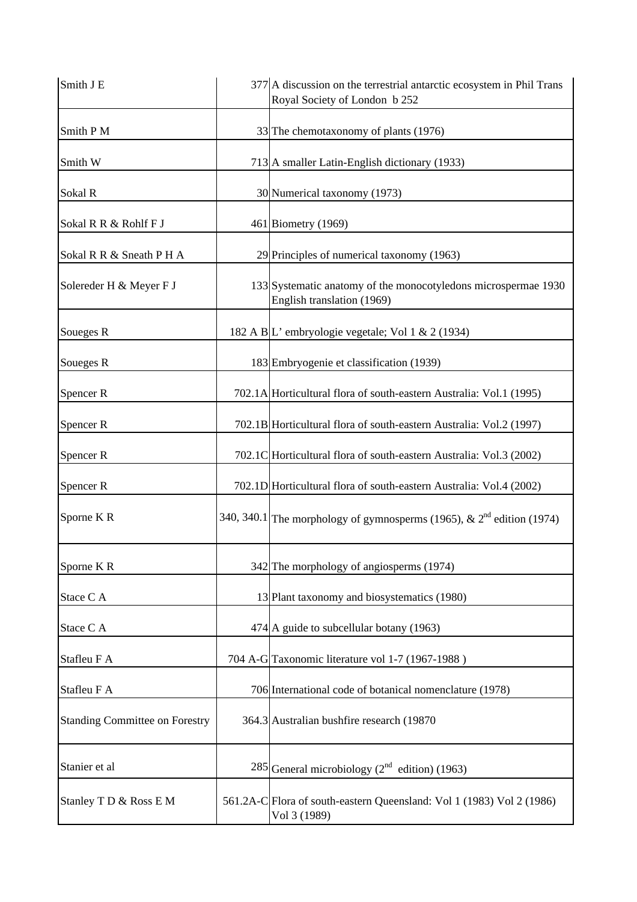| | | |
|---|---|---|
| Smith J E | 377 | A discussion on the terrestrial antarctic ecosystem in Phil Trans Royal Society of London b 252 |
| Smith P M | 33 | The chemotaxonomy of plants (1976) |
| Smith W | 713 | A smaller Latin-English dictionary (1933) |
| Sokal R | 30 | Numerical taxonomy (1973) |
| Sokal R R & Rohlf F J | 461 | Biometry (1969) |
| Sokal R R & Sneath P H A | 29 | Principles of numerical taxonomy (1963) |
| Solereder H & Meyer F J | 133 | Systematic anatomy of the monocotyledons microspermae 1930 English translation (1969) |
| Soueges R | 182 A B | L' embryologie vegetale; Vol 1 & 2 (1934) |
| Soueges R | 183 | Embryogenie et classification (1939) |
| Spencer R | 702.1A | Horticultural flora of south-eastern Australia: Vol.1 (1995) |
| Spencer R | 702.1B | Horticultural flora of south-eastern Australia: Vol.2 (1997) |
| Spencer R | 702.1C | Horticultural flora of south-eastern Australia: Vol.3 (2002) |
| Spencer R | 702.1D | Horticultural flora of south-eastern Australia: Vol.4 (2002) |
| Sporne K R | 340, 340.1 | The morphology of gymnosperms (1965), & 2nd edition (1974) |
| Sporne K R | 342 | The morphology of angiosperms (1974) |
| Stace C A | 13 | Plant taxonomy and biosystematics (1980) |
| Stace C A | 474 | A guide to subcellular botany (1963) |
| Stafleu F A | 704 A-G | Taxonomic literature vol 1-7 (1967-1988 ) |
| Stafleu F A | 706 | International code of botanical nomenclature (1978) |
| Standing Committee on Forestry | 364.3 | Australian bushfire research (19870 |
| Stanier et al | 285 | General microbiology (2nd edition) (1963) |
| Stanley T D & Ross E M | 561.2A-C | Flora of south-eastern Queensland: Vol 1 (1983) Vol 2 (1986) Vol 3 (1989) |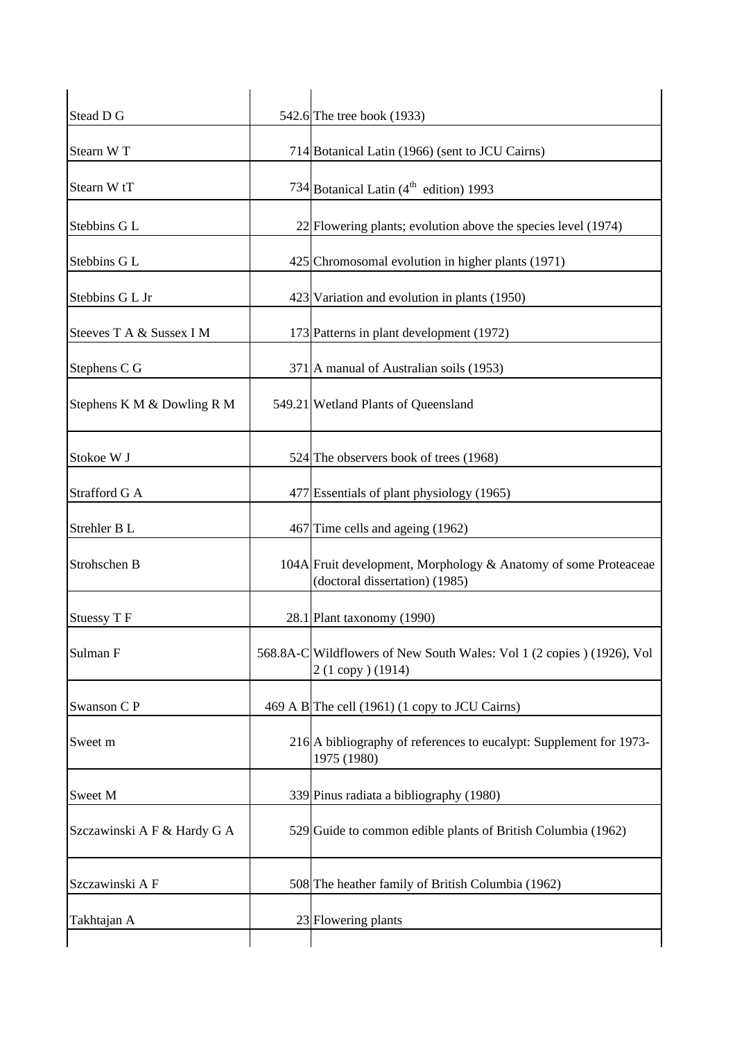| | | |
|---|---|---|
| Stead D G | 542.6 | The tree book (1933) |
| Stearn W T | 714 | Botanical Latin (1966) (sent to JCU Cairns) |
| Stearn W tT | 734 | Botanical Latin (4th edition) 1993 |
| Stebbins G L | 22 | Flowering plants; evolution above the species level (1974) |
| Stebbins G L | 425 | Chromosomal evolution in higher plants (1971) |
| Stebbins G L Jr | 423 | Variation and evolution in plants (1950) |
| Steeves T A & Sussex I M | 173 | Patterns in plant development (1972) |
| Stephens C G | 371 | A manual of Australian soils (1953) |
| Stephens K M & Dowling R M | 549.21 | Wetland Plants of Queensland |
| Stokoe W J | 524 | The observers book of trees (1968) |
| Strafford G A | 477 | Essentials of plant physiology (1965) |
| Strehler B L | 467 | Time cells and ageing (1962) |
| Strohschen B | 104A | Fruit development, Morphology & Anatomy of some Proteaceae (doctoral dissertation) (1985) |
| Stuessy T F | 28.1 | Plant taxonomy (1990) |
| Sulman F | 568.8A-C | Wildflowers of New South Wales: Vol 1 (2 copies ) (1926), Vol 2 (1 copy ) (1914) |
| Swanson C P | 469 A B | The cell (1961) (1 copy to JCU Cairns) |
| Sweet m | 216 | A bibliography of references to eucalypt: Supplement for 1973-1975 (1980) |
| Sweet M | 339 | Pinus radiata a bibliography (1980) |
| Szczawinski A F & Hardy G A | 529 | Guide to common edible plants of British Columbia (1962) |
| Szczawinski A F | 508 | The heather family of British Columbia (1962) |
| Takhtajan A | 23 | Flowering plants |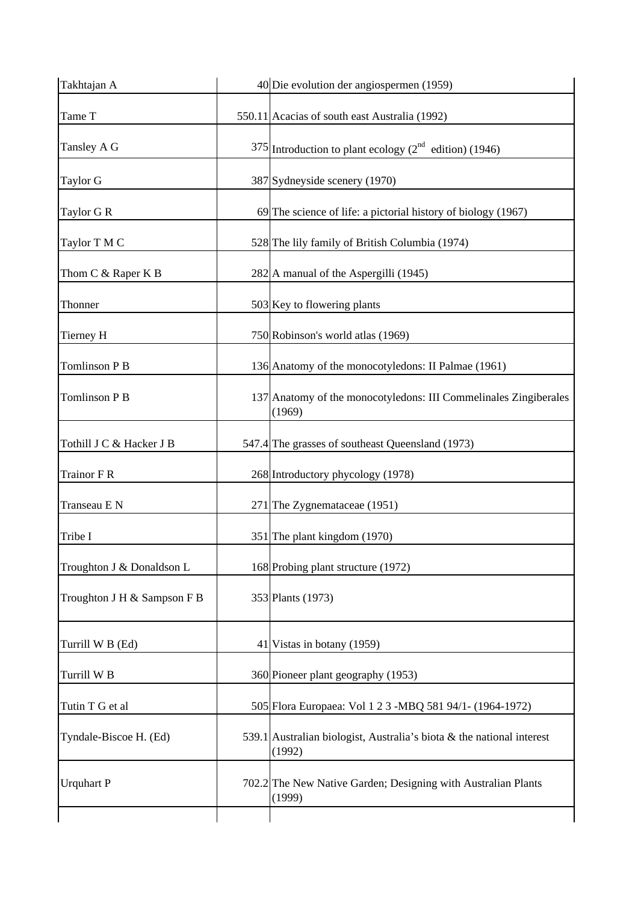| | | |
|---|---|---|
| Takhtajan A | 40 | Die evolution der angiospermen (1959) |
| Tame T | 550.11 | Acacias of south east Australia (1992) |
| Tansley A G | 375 | Introduction to plant ecology (2nd edition) (1946) |
| Taylor G | 387 | Sydneyside scenery (1970) |
| Taylor G R | 69 | The science of life: a pictorial history of biology (1967) |
| Taylor T M C | 528 | The lily family of British Columbia (1974) |
| Thom C & Raper K B | 282 | A manual of the Aspergilli (1945) |
| Thonner | 503 | Key to flowering plants |
| Tierney H | 750 | Robinson's world atlas (1969) |
| Tomlinson P B | 136 | Anatomy of the monocotyledons: II Palmae (1961) |
| Tomlinson P B | 137 | Anatomy of the monocotyledons: III Commelinales Zingiberales (1969) |
| Tothill J C & Hacker J B | 547.4 | The grasses of southeast Queensland (1973) |
| Trainor F R | 268 | Introductory phycology (1978) |
| Transeau E N | 271 | The Zygnemataceae (1951) |
| Tribe I | 351 | The plant kingdom (1970) |
| Troughton J & Donaldson L | 168 | Probing plant structure (1972) |
| Troughton J H & Sampson F B | 353 | Plants (1973) |
| Turrill W B (Ed) | 41 | Vistas in botany (1959) |
| Turrill W B | 360 | Pioneer plant geography (1953) |
| Tutin T G et al | 505 | Flora Europaea: Vol 1 2 3 -MBQ 581 94/1- (1964-1972) |
| Tyndale-Biscoe H. (Ed) | 539.1 | Australian biologist, Australia's biota & the national interest (1992) |
| Urquhart P | 702.2 | The New Native Garden; Designing with Australian Plants (1999) |
| | | |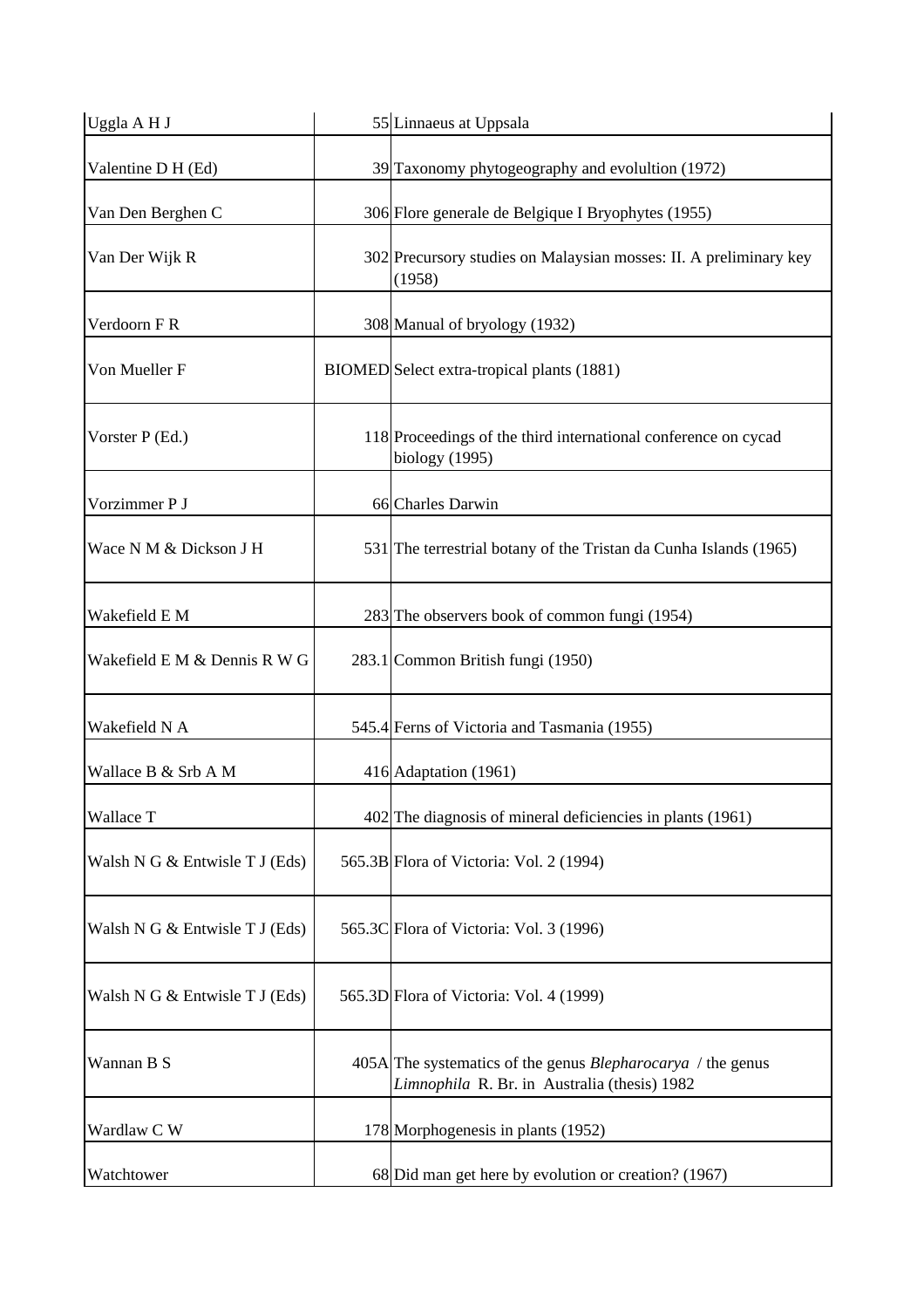| | | |
|---|---|---|
| Uggla A H J | 55 | Linnaeus at Uppsala |
| Valentine D H (Ed) | 39 | Taxonomy phytogeography and evolultion (1972) |
| Van Den Berghen C | 306 | Flore generale de Belgique I Bryophytes (1955) |
| Van Der Wijk R | 302 | Precursory studies on Malaysian mosses: II. A preliminary key (1958) |
| Verdoorn F R | 308 | Manual of bryology (1932) |
| Von Mueller F | BIOMED | Select extra-tropical plants (1881) |
| Vorster P (Ed.) | 118 | Proceedings of the third international conference on cycad biology (1995) |
| Vorzimmer P J | 66 | Charles Darwin |
| Wace N M & Dickson J H | 531 | The terrestrial botany of the Tristan da Cunha Islands (1965) |
| Wakefield E M | 283 | The observers book of common fungi (1954) |
| Wakefield E M & Dennis R W G | 283.1 | Common British fungi (1950) |
| Wakefield N A | 545.4 | Ferns of Victoria and Tasmania (1955) |
| Wallace B & Srb A M | 416 | Adaptation (1961) |
| Wallace T | 402 | The diagnosis of mineral deficiencies in plants (1961) |
| Walsh N G & Entwisle T J (Eds) | 565.3B | Flora of Victoria: Vol. 2 (1994) |
| Walsh N G & Entwisle T J (Eds) | 565.3C | Flora of Victoria: Vol. 3 (1996) |
| Walsh N G & Entwisle T J (Eds) | 565.3D | Flora of Victoria: Vol. 4 (1999) |
| Wannan B S | 405A | The systematics of the genus *Blepharocarya* / the genus *Limnophila* R. Br. in Australia (thesis) 1982 |
| Wardlaw C W | 178 | Morphogenesis in plants (1952) |
| Watchtower | 68 | Did man get here by evolution or creation? (1967) |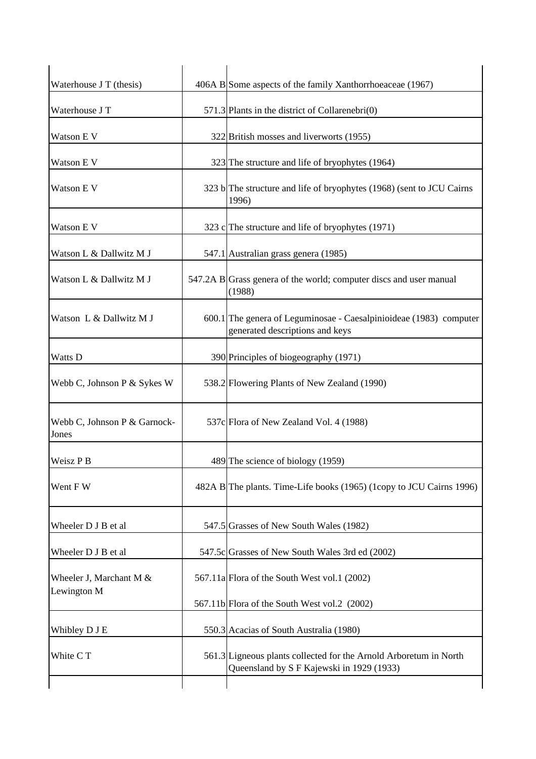| | | |
|---|---|---|
| Waterhouse J T (thesis) | 406A B | Some aspects of the family Xanthorrhoeaceae (1967) |
| Waterhouse J T | 571.3 | Plants in the district of Collarenebri(0) |
| Watson E V | 322 | British mosses and liverworts (1955) |
| Watson E V | 323 | The structure and life of bryophytes (1964) |
| Watson E V | 323 b | The structure and life of bryophytes (1968) (sent to JCU Cairns 1996) |
| Watson E V | 323 c | The structure and life of bryophytes (1971) |
| Watson L & Dallwitz M J | 547.1 | Australian grass genera (1985) |
| Watson L & Dallwitz M J | 547.2A B | Grass genera of the world; computer discs and user manual (1988) |
| Watson L & Dallwitz M J | 600.1 | The genera of Leguminosae - Caesalpinioideae (1983) computer generated descriptions and keys |
| Watts D | 390 | Principles of biogeography (1971) |
| Webb C, Johnson P & Sykes W | 538.2 | Flowering Plants of New Zealand (1990) |
| Webb C, Johnson P & Garnock-Jones | 537c | Flora of New Zealand Vol. 4 (1988) |
| Weisz P B | 489 | The science of biology (1959) |
| Went F W | 482A B | The plants. Time-Life books (1965) (1copy to JCU Cairns 1996) |
| Wheeler D J B et al | 547.5 | Grasses of New South Wales (1982) |
| Wheeler D J B et al | 547.5c | Grasses of New South Wales 3rd ed (2002) |
| Wheeler J, Marchant M & Lewington M | 567.11a | Flora of the South West vol.1 (2002) |
| | 567.11b | Flora of the South West vol.2 (2002) |
| Whibley D J E | 550.3 | Acacias of South Australia (1980) |
| White C T | 561.3 | Ligneous plants collected for the Arnold Arboretum in North Queensland by S F Kajewski in 1929 (1933) |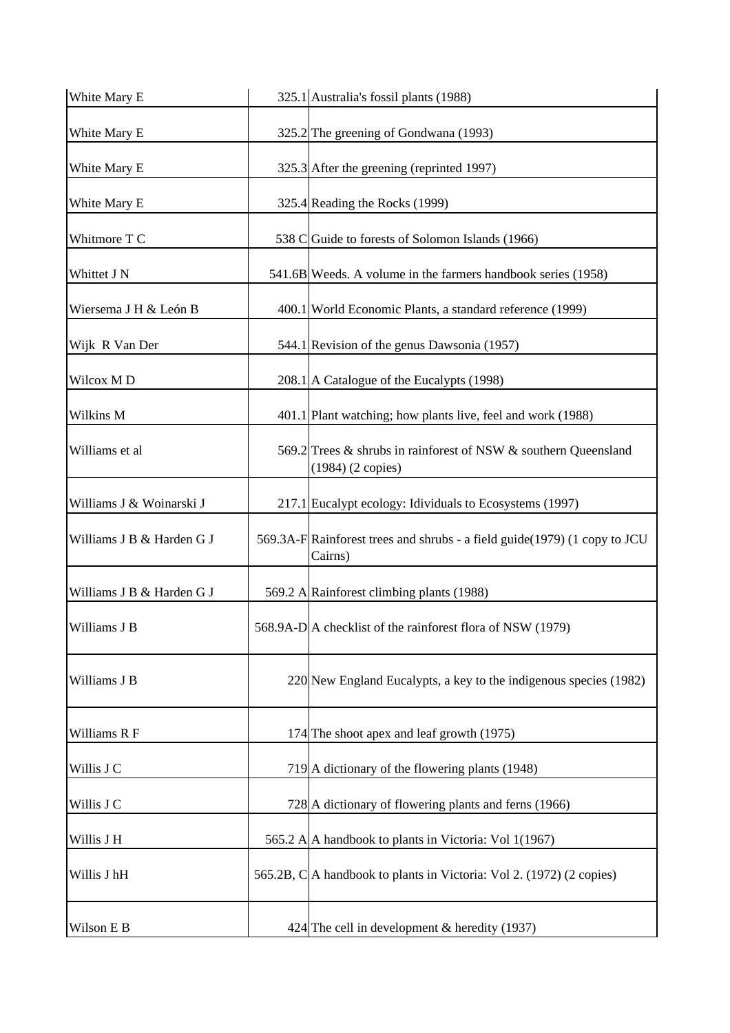| White Mary E | 325.1 | Australia's fossil plants (1988) |
|---|---|---|
| White Mary E | 325.2 | The greening of Gondwana (1993) |
| White Mary E | 325.3 | After the greening (reprinted 1997) |
| White Mary E | 325.4 | Reading the Rocks (1999) |
| Whitmore T C | 538 C | Guide to forests of Solomon Islands (1966) |
| Whittet J N | 541.6B | Weeds. A volume in the farmers handbook series (1958) |
| Wiersema J H & León B | 400.1 | World Economic Plants, a standard reference (1999) |
| Wijk R Van Der | 544.1 | Revision of the genus Dawsonia (1957) |
| Wilcox M D | 208.1 | A Catalogue of the Eucalypts (1998) |
| Wilkins M | 401.1 | Plant watching; how plants live, feel and work (1988) |
| Williams et al | 569.2 | Trees & shrubs in rainforest of NSW & southern Queensland (1984) (2 copies) |
| Williams J & Woinarski J | 217.1 | Eucalypt ecology: Idividuals to Ecosystems (1997) |
| Williams J B & Harden G J | 569.3A-F | Rainforest trees and shrubs - a field guide(1979) (1 copy to JCU Cairns) |
| Williams J B & Harden G J | 569.2 A | Rainforest climbing plants (1988) |
| Williams J B | 568.9A-D | A checklist of the rainforest flora of NSW (1979) |
| Williams J B | 220 | New England Eucalypts, a key to the indigenous species (1982) |
| Williams R F | 174 | The shoot apex and leaf growth (1975) |
| Willis J C | 719 | A dictionary of the flowering plants (1948) |
| Willis J C | 728 | A dictionary of flowering plants and ferns (1966) |
| Willis J H | 565.2 A | A handbook to plants in Victoria: Vol 1(1967) |
| Willis J hH | 565.2B, C | A handbook to plants in Victoria: Vol 2. (1972) (2 copies) |
| Wilson E B | 424 | The cell in development & heredity (1937) |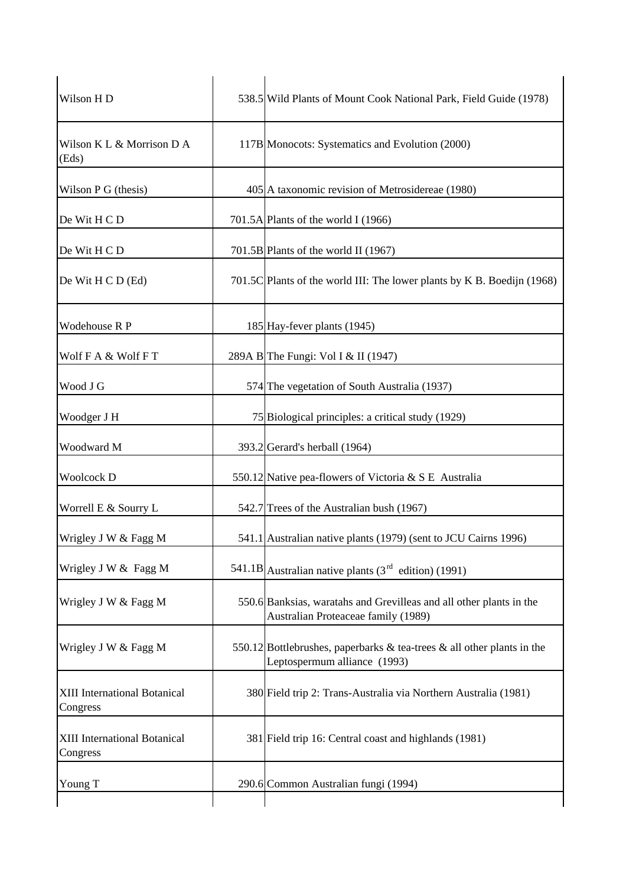| | | |
|---|---|---|
| Wilson H D | 538.5 | Wild Plants of Mount Cook National Park, Field Guide (1978) |
| Wilson K L & Morrison D A (Eds) | 117B | Monocots: Systematics and Evolution (2000) |
| Wilson P G (thesis) | 405 | A taxonomic revision of Metrosidereae (1980) |
| De Wit H C D | 701.5A | Plants of the world I (1966) |
| De Wit H C D | 701.5B | Plants of the world II (1967) |
| De Wit H C D (Ed) | 701.5C | Plants of the world III: The lower plants by K B. Boedijn (1968) |
| Wodehouse R P | 185 | Hay-fever plants (1945) |
| Wolf F A & Wolf F T | 289A B | The Fungi: Vol I & II (1947) |
| Wood J G | 574 | The vegetation of South Australia (1937) |
| Woodger J H | 75 | Biological principles: a critical study (1929) |
| Woodward M | 393.2 | Gerard's herball (1964) |
| Woolcock D | 550.12 | Native pea-flowers of Victoria & S E Australia |
| Worrell E & Sourry L | 542.7 | Trees of the Australian bush (1967) |
| Wrigley J W & Fagg M | 541.1 | Australian native plants (1979) (sent to JCU Cairns 1996) |
| Wrigley J W & Fagg M | 541.1B | Australian native plants (3rd edition) (1991) |
| Wrigley J W & Fagg M | 550.6 | Banksias, waratahs and Grevilleas and all other plants in the Australian Proteaceae family (1989) |
| Wrigley J W & Fagg M | 550.12 | Bottlebrushes, paperbarks & tea-trees & all other plants in the Leptospermum alliance (1993) |
| XIII International Botanical Congress | 380 | Field trip 2: Trans-Australia via Northern Australia (1981) |
| XIII International Botanical Congress | 381 | Field trip 16: Central coast and highlands (1981) |
| Young T | 290.6 | Common Australian fungi (1994) |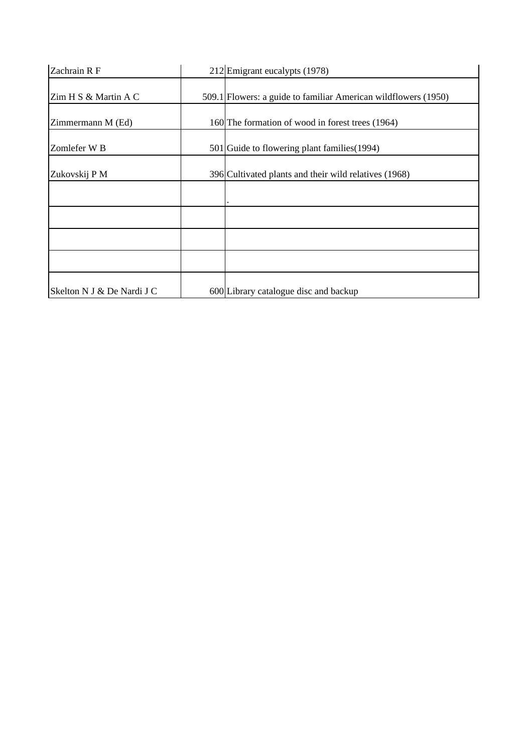| | | |
|---|---|---|
| Zachrain R F | 212 | Emigrant eucalypts (1978) |
| Zim H S & Martin A C | 509.1 | Flowers: a guide to familiar American wildflowers (1950) |
| Zimmermann M (Ed) | 160 | The formation of wood in forest trees (1964) |
| Zomlefer W B | 501 | Guide to flowering plant families(1994) |
| Zukovskij P M | 396 | Cultivated plants and their wild relatives (1968) |
| | | . |
| | | |
| | | |
| | | |
| Skelton N J & De Nardi J C | 600 | Library catalogue disc and backup |